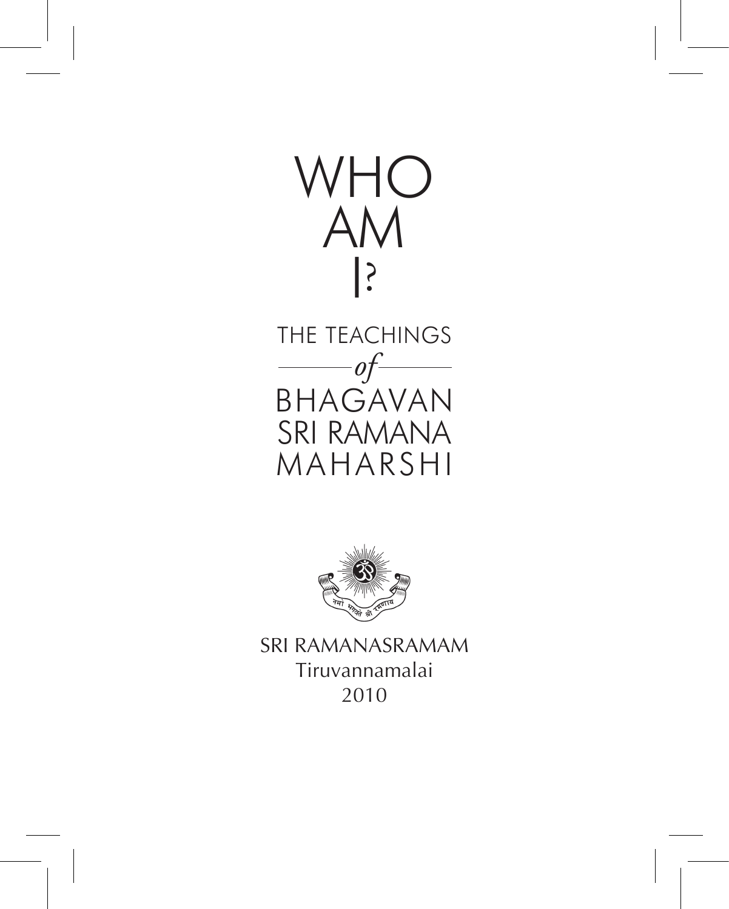# WHO AM I?

## THE TEACHINGS *of* BHAGAVAN SRI RAMANA MAHARSHI

नमो भगवते श्री रमणाय

SRI RAMANASRAMAM
Tiruvannamalai
2010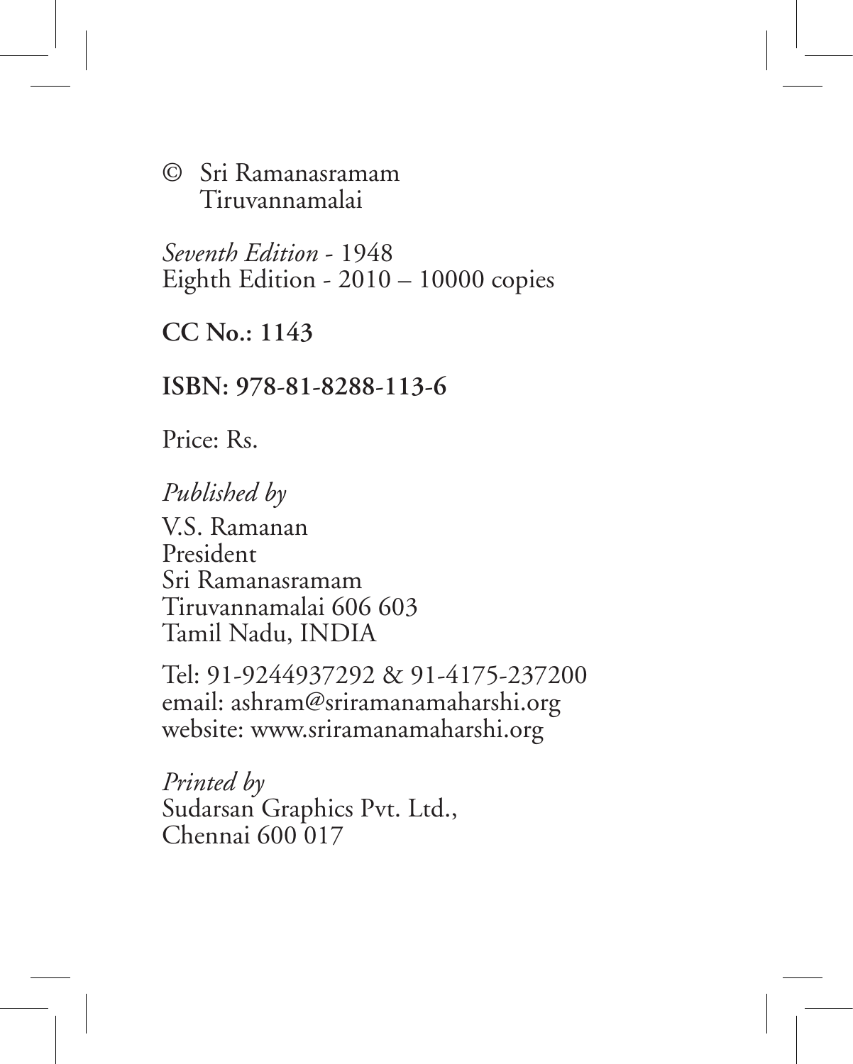© Sri Ramanasramam
Tiruvannamalai

*Seventh Edition* - 1948
Eighth Edition - 2010 – 10000 copies

**CC No.: 1143**

**ISBN: 978-81-8288-113-6**

Price: Rs.

*Published by*

V.S. Ramanan
President
Sri Ramanasramam
Tiruvannamalai 606 603
Tamil Nadu, INDIA

Tel: 91-9244937292 & 91-4175-237200
email: ashram@sriramanamaharshi.org
website: www.sriramanamaharshi.org

*Printed by*
Sudarsan Graphics Pvt. Ltd.,
Chennai 600 017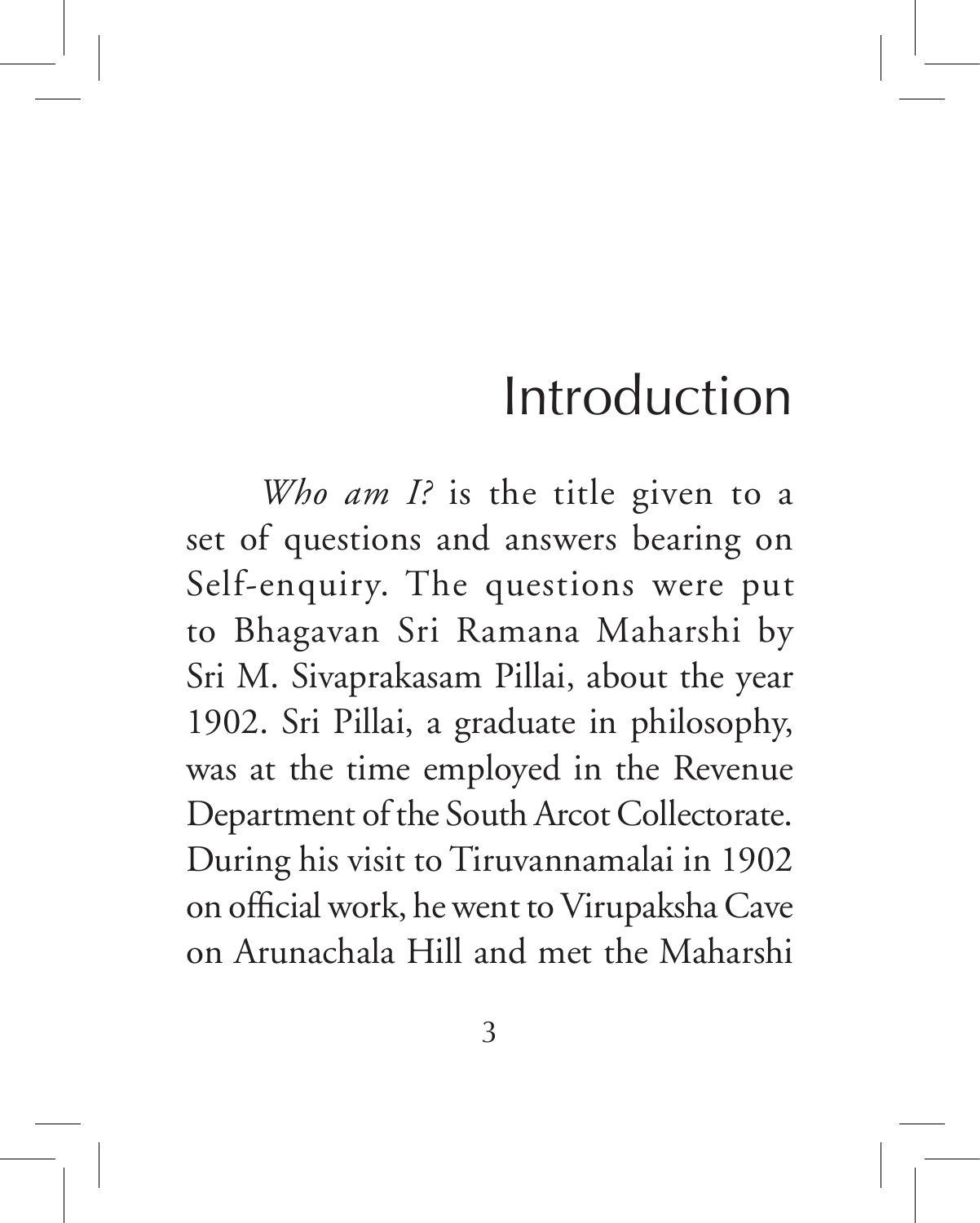# Introduction

*Who am I?* is the title given to a set of questions and answers bearing on Self-enquiry. The questions were put to Bhagavan Sri Ramana Maharshi by Sri M. Sivaprakasam Pillai, about the year 1902. Sri Pillai, a graduate in philosophy, was at the time employed in the Revenue Department of the South Arcot Collectorate. During his visit to Tiruvannamalai in 1902 on official work, he went to Virupaksha Cave on Arunachala Hill and met the Maharshi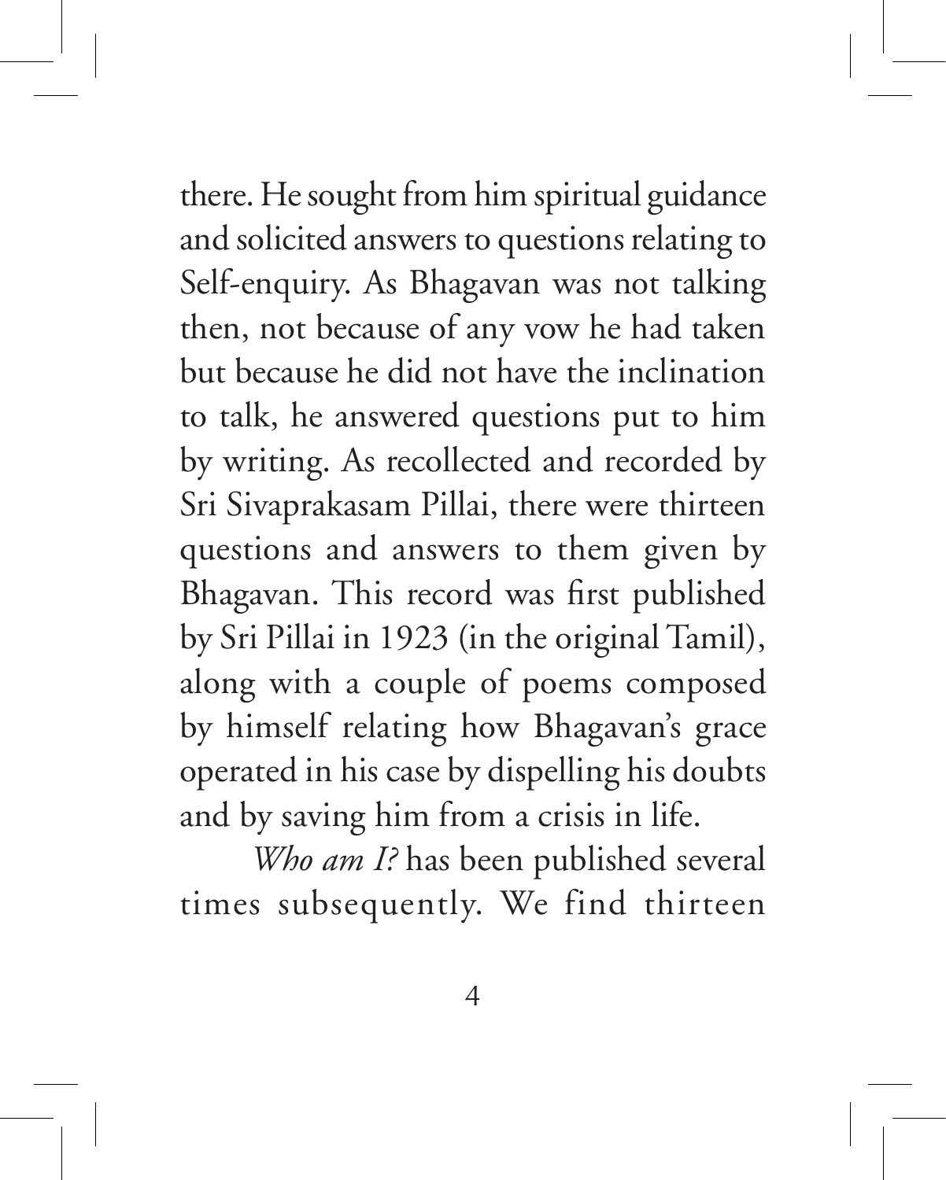there. He sought from him spiritual guidance and solicited answers to questions relating to Self-enquiry. As Bhagavan was not talking then, not because of any vow he had taken but because he did not have the inclination to talk, he answered questions put to him by writing. As recollected and recorded by Sri Sivaprakasam Pillai, there were thirteen questions and answers to them given by Bhagavan. This record was first published by Sri Pillai in 1923 (in the original Tamil), along with a couple of poems composed by himself relating how Bhagavan's grace operated in his case by dispelling his doubts and by saving him from a crisis in life.

*Who am I?* has been published several times subsequently. We find thirteen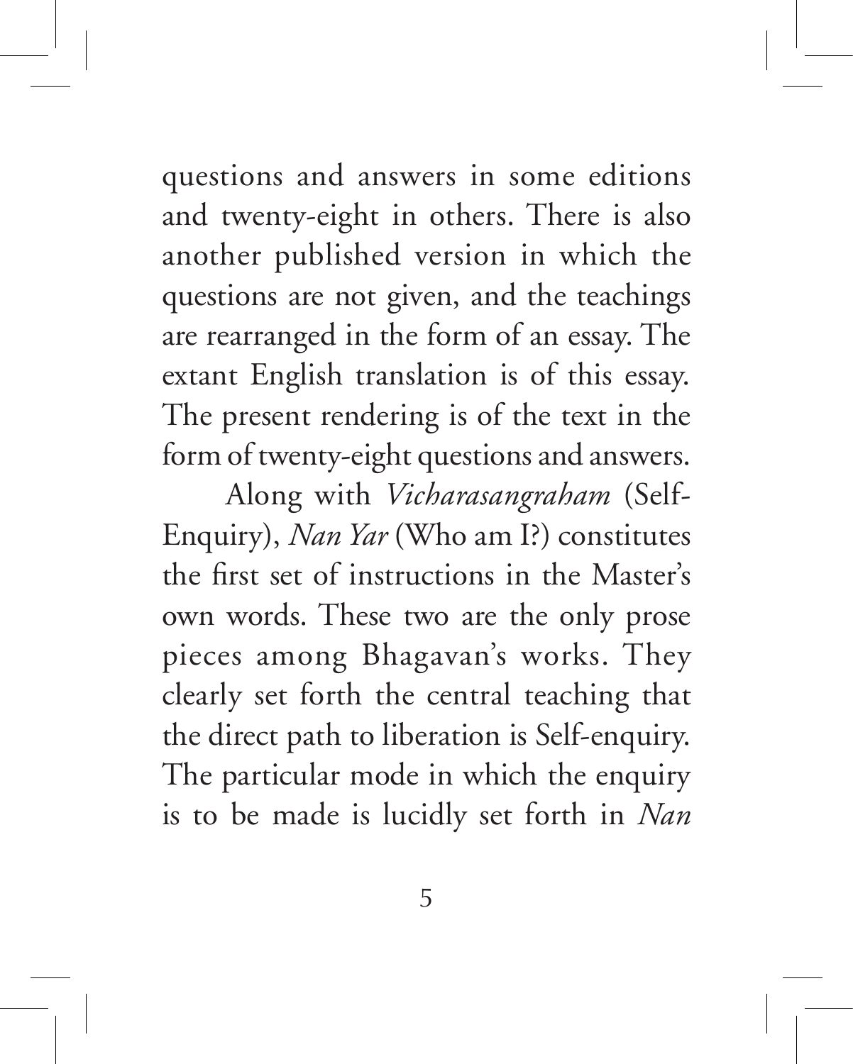questions and answers in some editions and twenty-eight in others. There is also another published version in which the questions are not given, and the teachings are rearranged in the form of an essay. The extant English translation is of this essay. The present rendering is of the text in the form of twenty-eight questions and answers.

Along with *Vicharasangraham* (Self-Enquiry), *Nan Yar* (Who am I?) constitutes the first set of instructions in the Master's own words. These two are the only prose pieces among Bhagavan's works. They clearly set forth the central teaching that the direct path to liberation is Self-enquiry. The particular mode in which the enquiry is to be made is lucidly set forth in *Nan*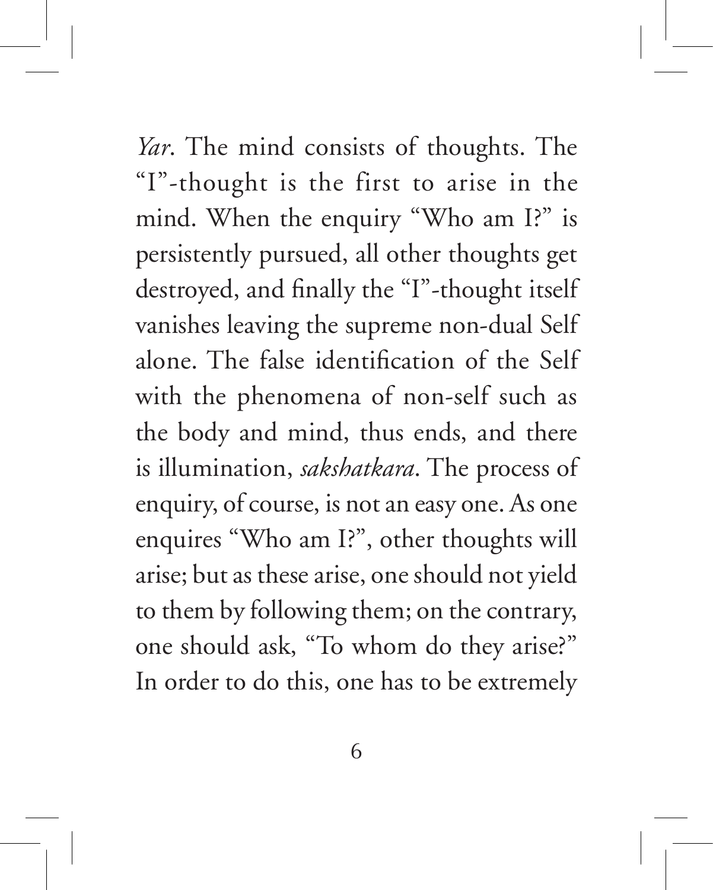*Yar*. The mind consists of thoughts. The "I"-thought is the first to arise in the mind. When the enquiry "Who am I?" is persistently pursued, all other thoughts get destroyed, and finally the "I"-thought itself vanishes leaving the supreme non-dual Self alone. The false identification of the Self with the phenomena of non-self such as the body and mind, thus ends, and there is illumination, *sakshatkara*. The process of enquiry, of course, is not an easy one. As one enquires "Who am I?", other thoughts will arise; but as these arise, one should not yield to them by following them; on the contrary, one should ask, "To whom do they arise?" In order to do this, one has to be extremely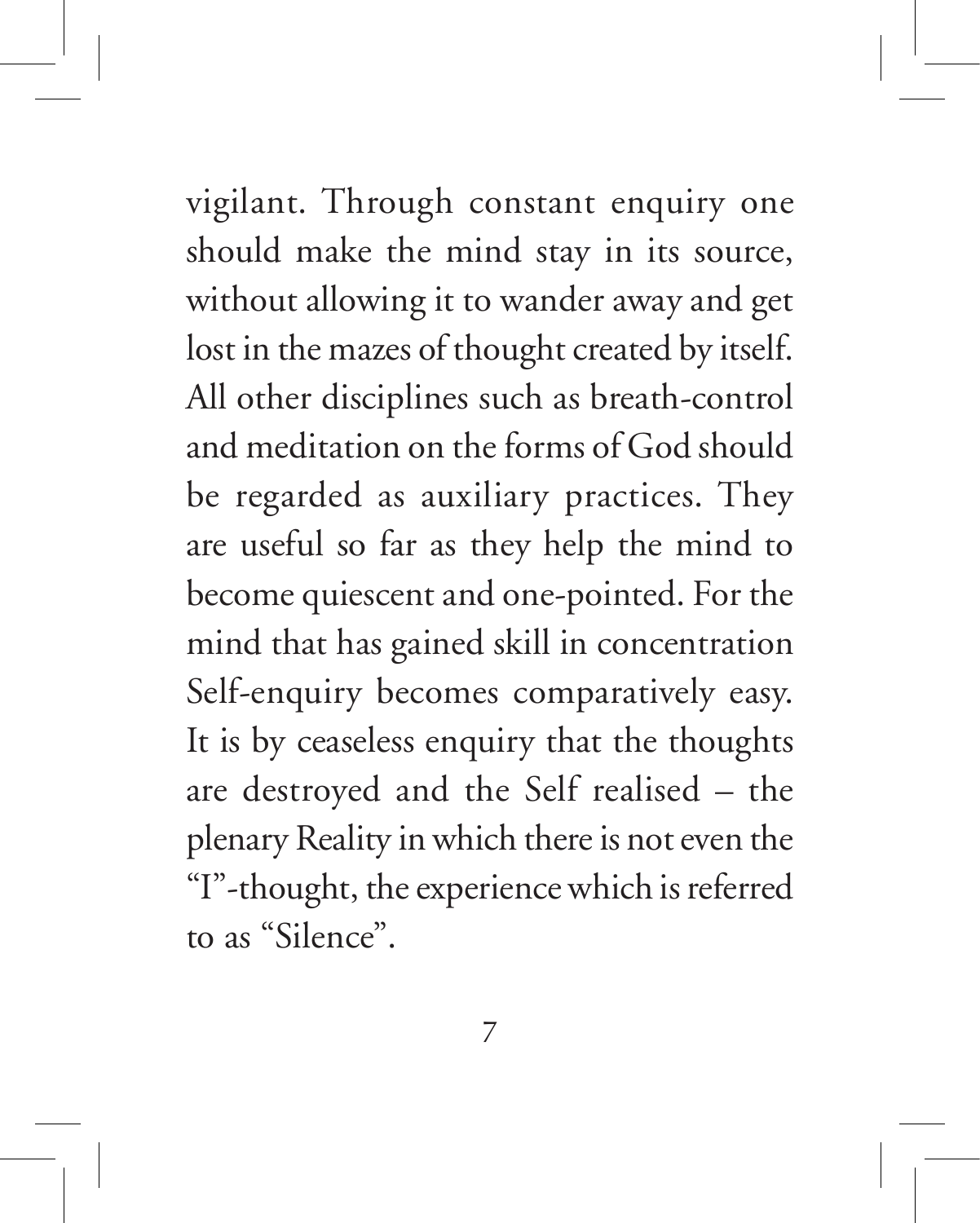vigilant. Through constant enquiry one should make the mind stay in its source, without allowing it to wander away and get lost in the mazes of thought created by itself. All other disciplines such as breath-control and meditation on the forms of God should be regarded as auxiliary practices. They are useful so far as they help the mind to become quiescent and one-pointed. For the mind that has gained skill in concentration Self-enquiry becomes comparatively easy. It is by ceaseless enquiry that the thoughts are destroyed and the Self realised – the plenary Reality in which there is not even the "I"-thought, the experience which is referred to as "Silence".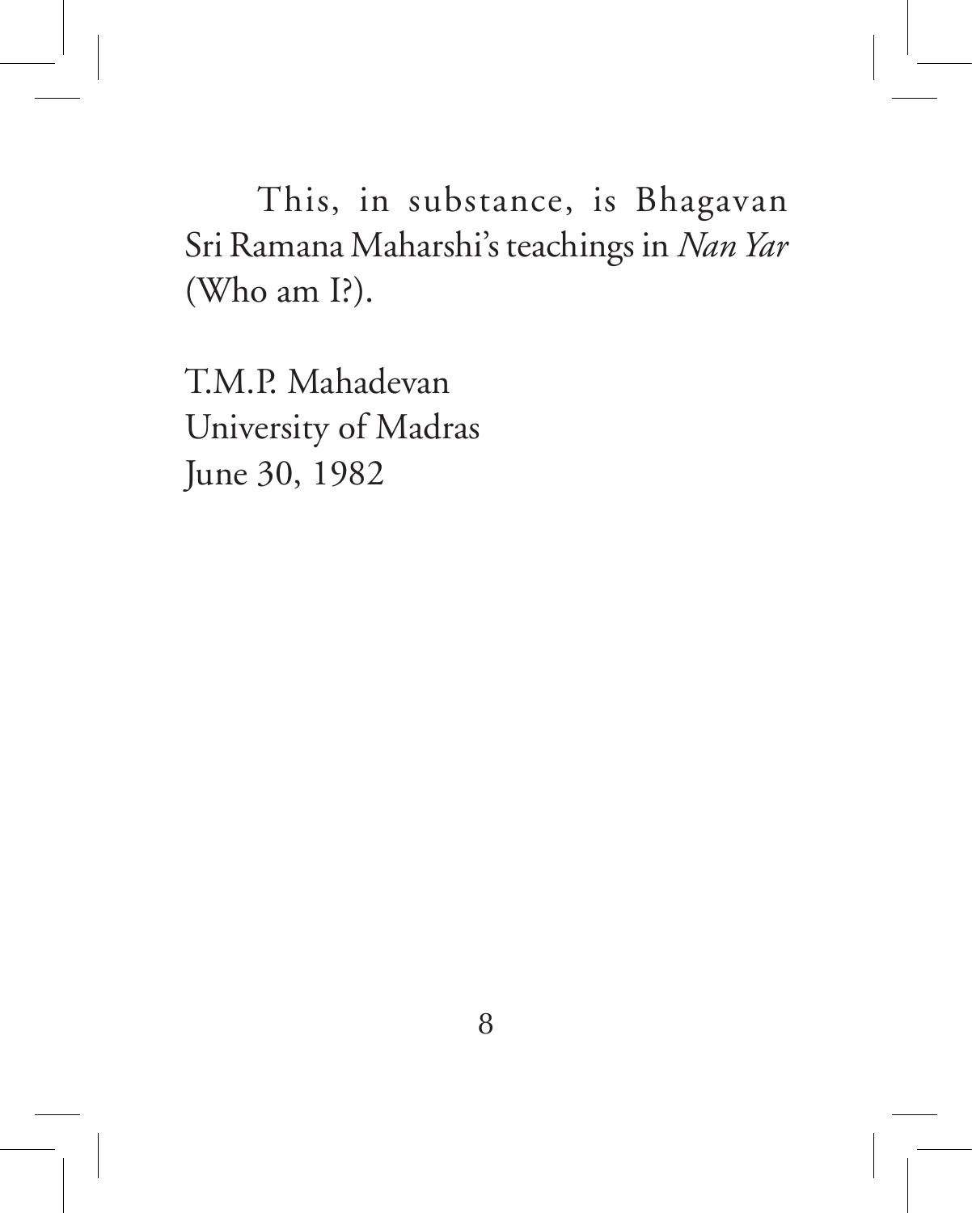This, in substance, is Bhagavan Sri Ramana Maharshi's teachings in *Nan Yar* (Who am I?).

T.M.P. Mahadevan
University of Madras
June 30, 1982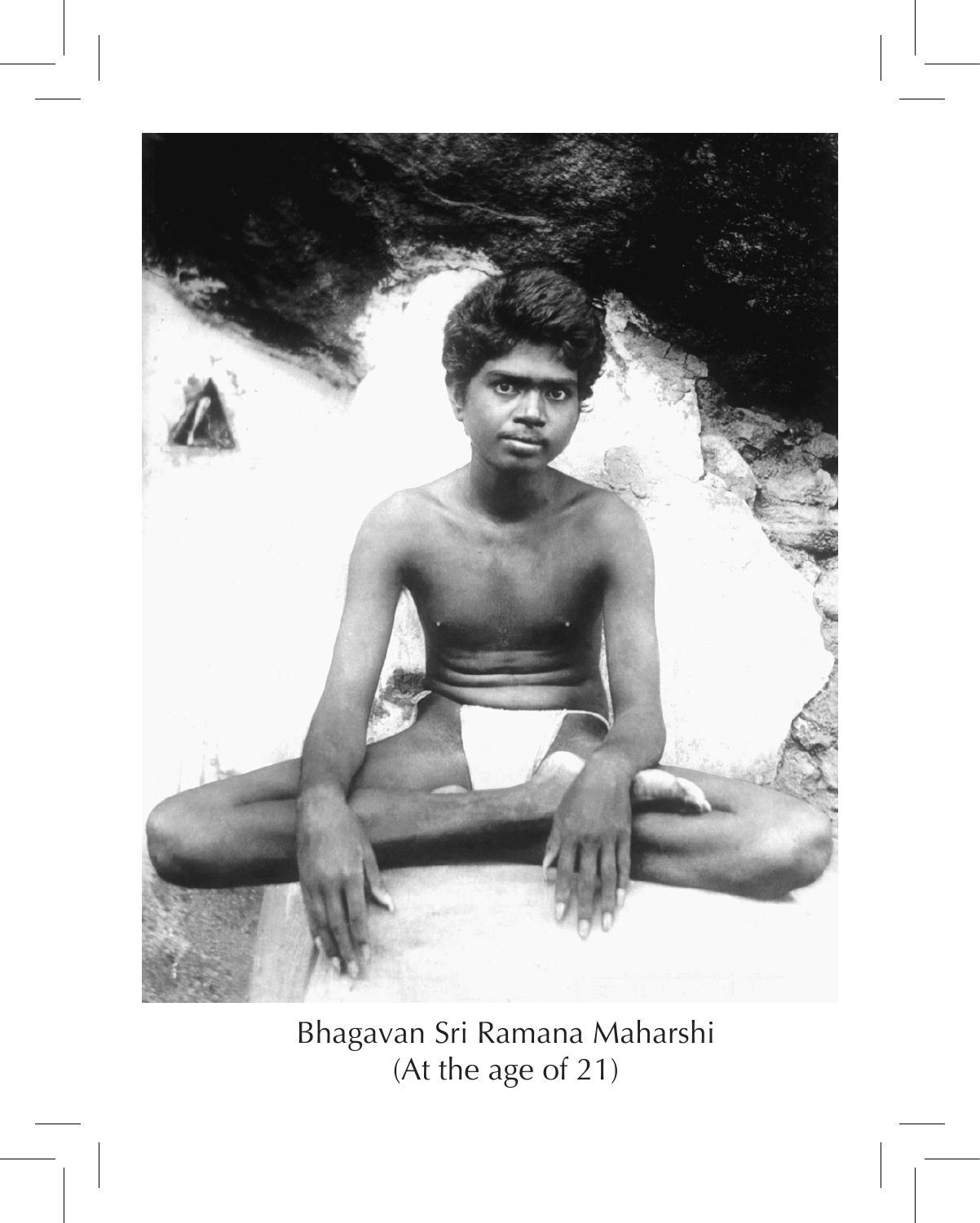Bhagavan Sri Ramana Maharshi
(At the age of 21)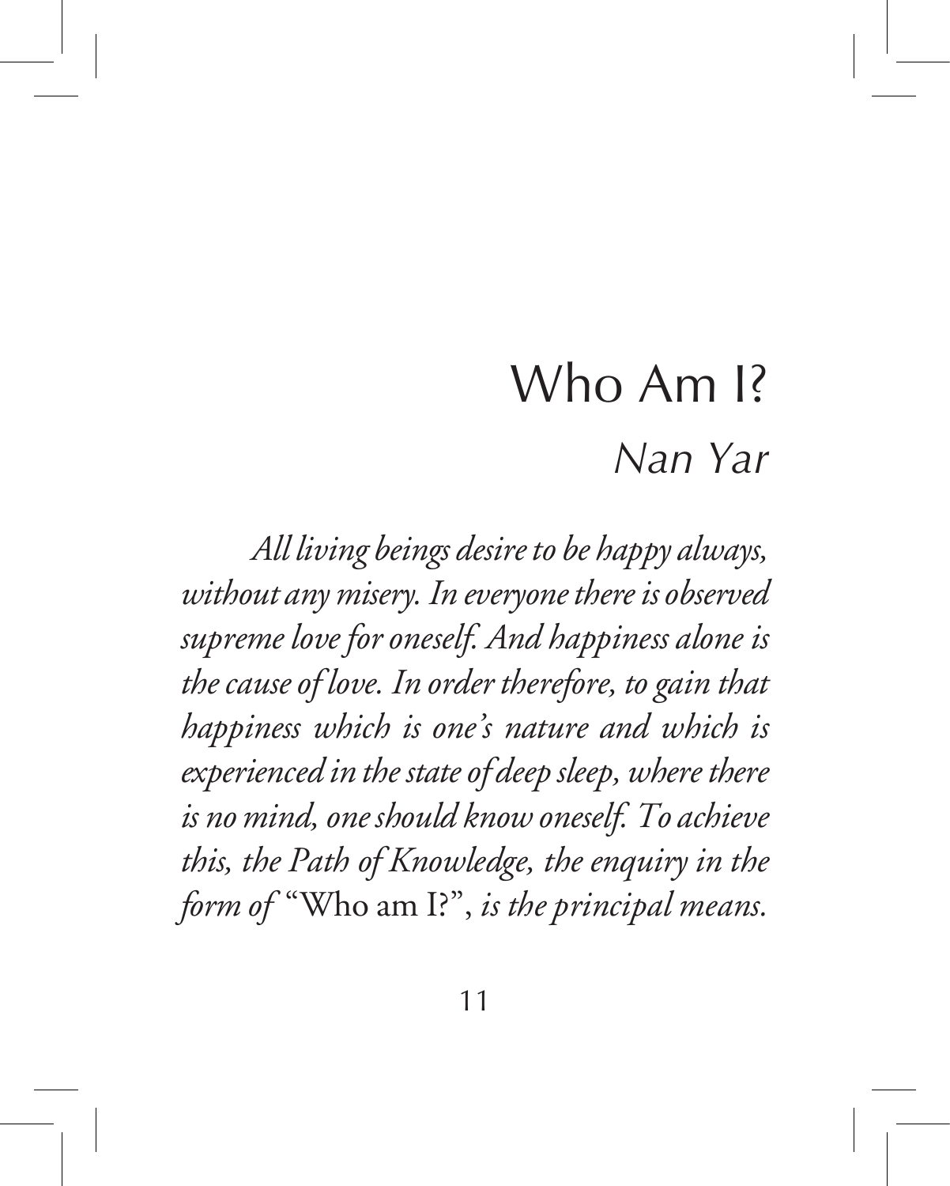# Who Am I?

## *Nan Yar*

*All living beings desire to be happy always, without any misery. In everyone there is observed supreme love for oneself. And happiness alone is the cause of love. In order therefore, to gain that happiness which is one's nature and which is experienced in the state of deep sleep, where there is no mind, one should know oneself. To achieve this, the Path of Knowledge, the enquiry in the form of* "Who am I?", *is the principal means.*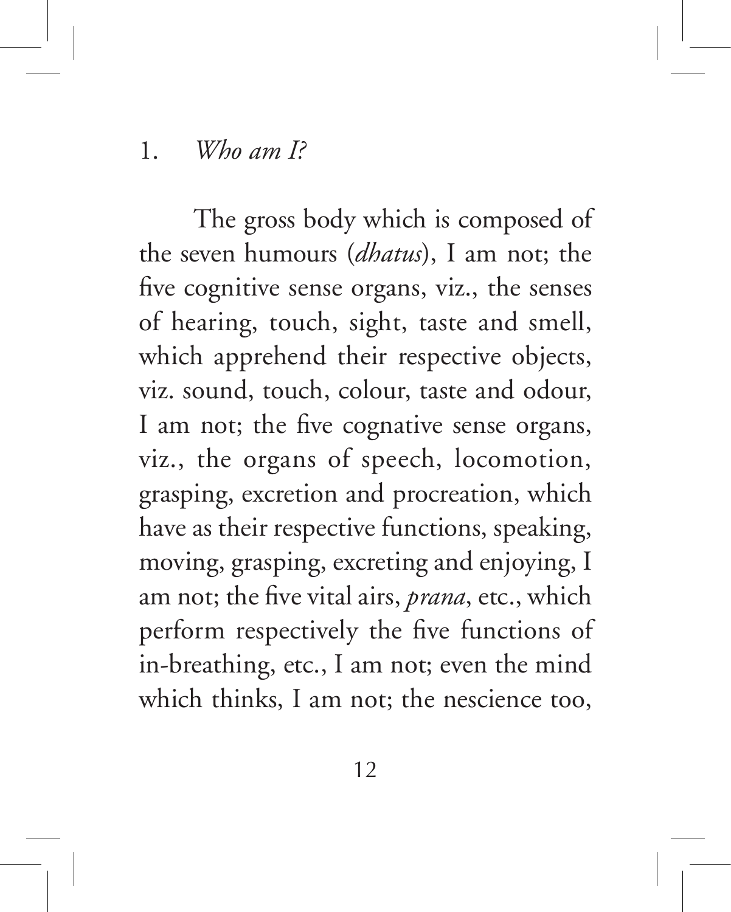1. *Who am I?*

The gross body which is composed of the seven humours (*dhatus*), I am not; the five cognitive sense organs, viz., the senses of hearing, touch, sight, taste and smell, which apprehend their respective objects, viz. sound, touch, colour, taste and odour, I am not; the five cognative sense organs, viz., the organs of speech, locomotion, grasping, excretion and procreation, which have as their respective functions, speaking, moving, grasping, excreting and enjoying, I am not; the five vital airs, *prana*, etc., which perform respectively the five functions of in-breathing, etc., I am not; even the mind which thinks, I am not; the nescience too,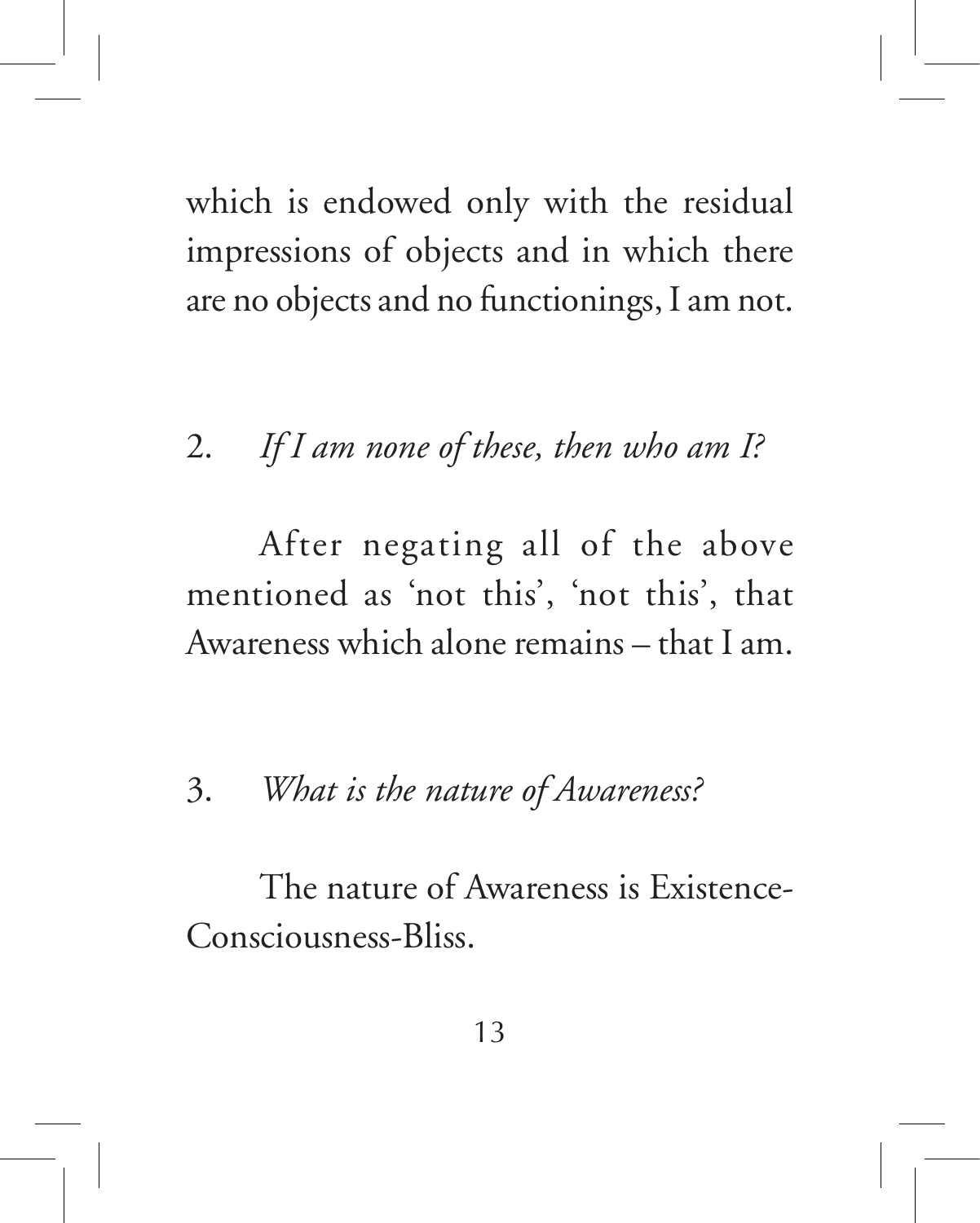which is endowed only with the residual impressions of objects and in which there are no objects and no functionings, I am not.

2. *If I am none of these, then who am I?*

After negating all of the above mentioned as 'not this', 'not this', that Awareness which alone remains – that I am.

3. *What is the nature of Awareness?*

The nature of Awareness is Existence-Consciousness-Bliss.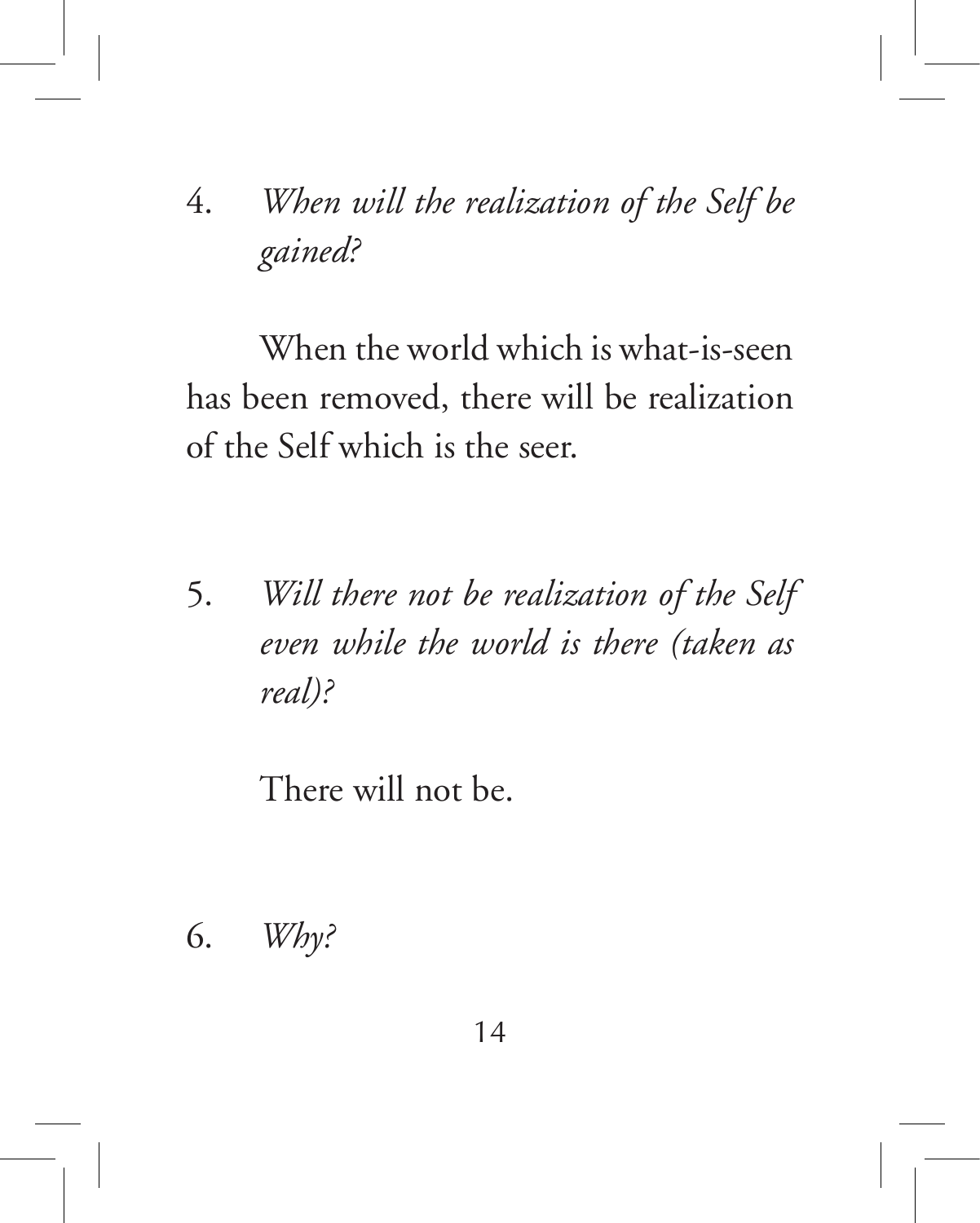4. *When will the realization of the Self be gained?*

When the world which is what-is-seen has been removed, there will be realization of the Self which is the seer.

5. *Will there not be realization of the Self even while the world is there (taken as real)?*

There will not be.

6. *Why?*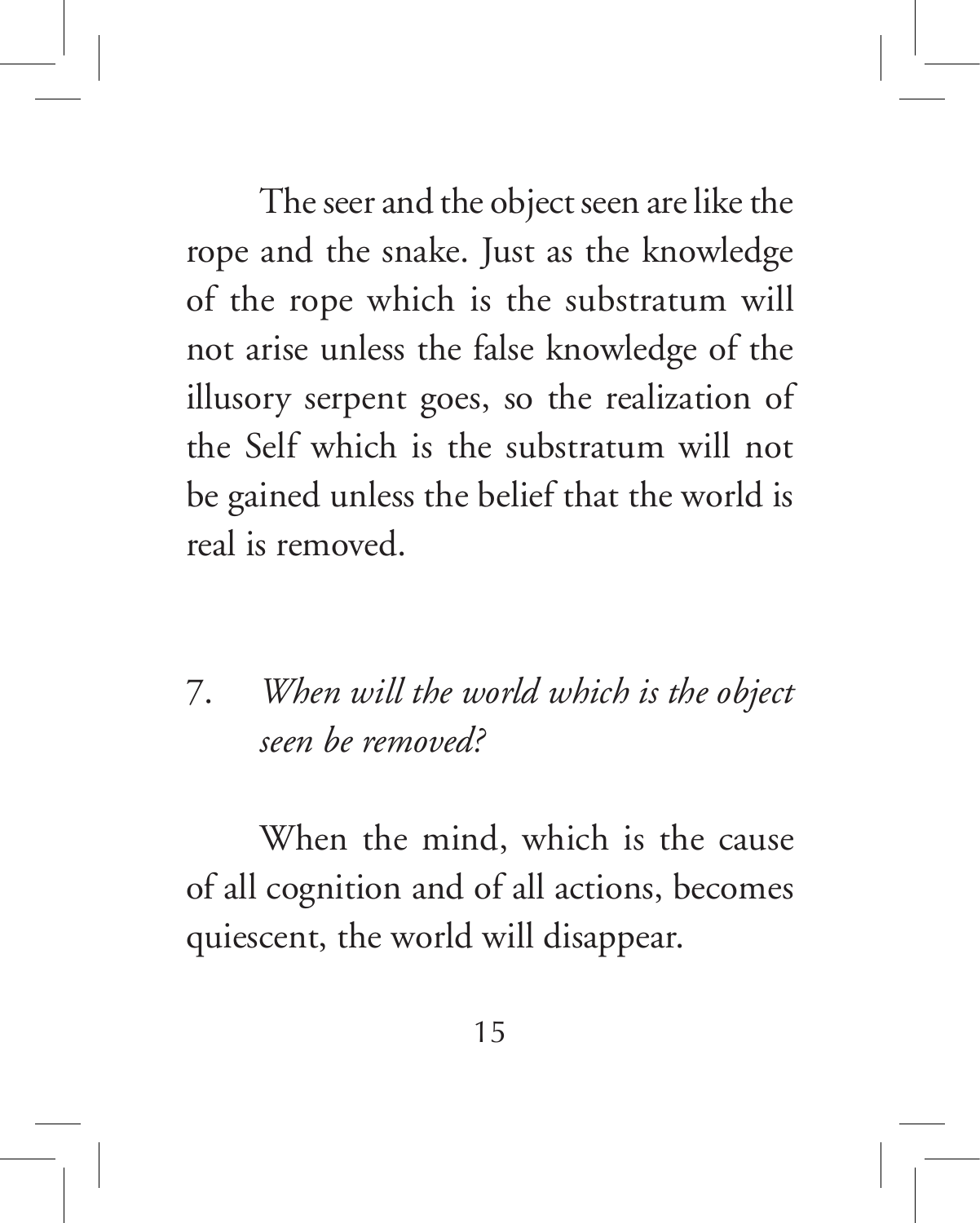The seer and the object seen are like the rope and the snake. Just as the knowledge of the rope which is the substratum will not arise unless the false knowledge of the illusory serpent goes, so the realization of the Self which is the substratum will not be gained unless the belief that the world is real is removed.

7. *When will the world which is the object seen be removed?*

When the mind, which is the cause of all cognition and of all actions, becomes quiescent, the world will disappear.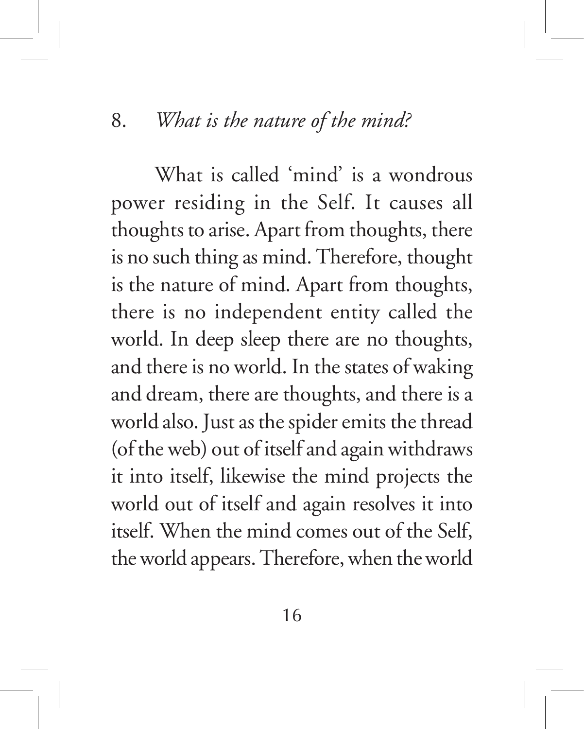8. *What is the nature of the mind?*

What is called 'mind' is a wondrous power residing in the Self. It causes all thoughts to arise. Apart from thoughts, there is no such thing as mind. Therefore, thought is the nature of mind. Apart from thoughts, there is no independent entity called the world. In deep sleep there are no thoughts, and there is no world. In the states of waking and dream, there are thoughts, and there is a world also. Just as the spider emits the thread (of the web) out of itself and again withdraws it into itself, likewise the mind projects the world out of itself and again resolves it into itself. When the mind comes out of the Self, the world appears. Therefore, when the world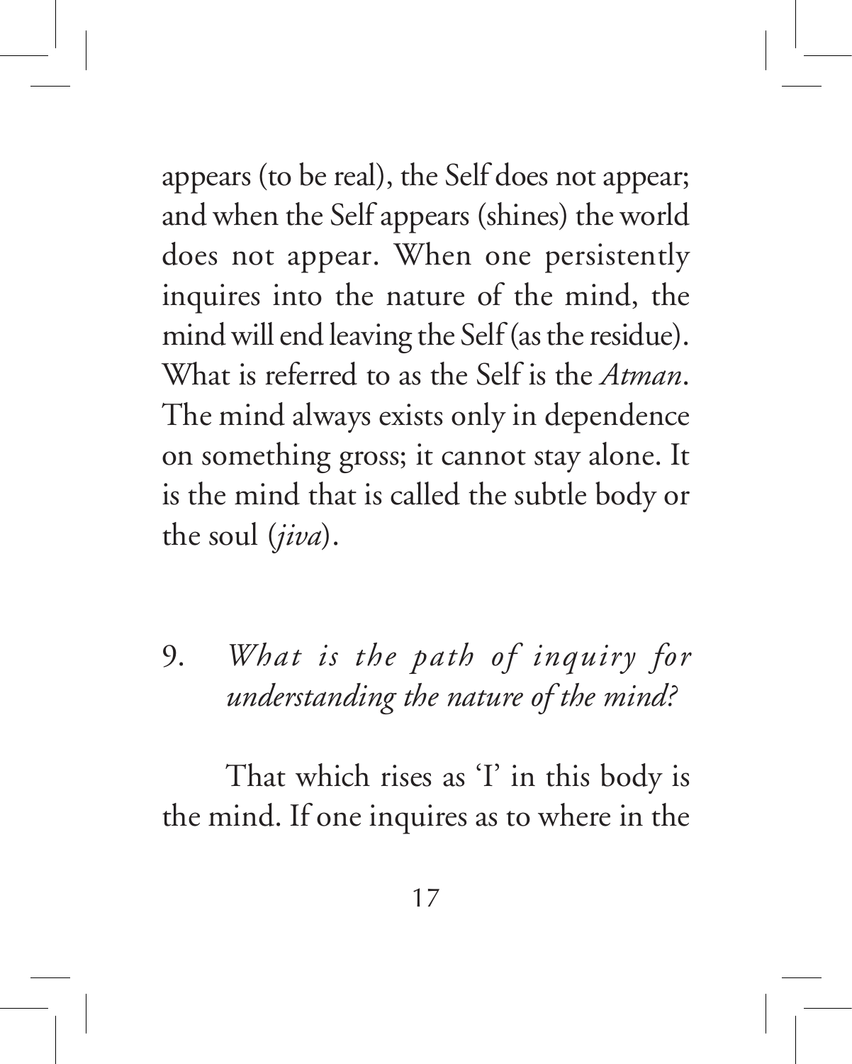appears (to be real), the Self does not appear; and when the Self appears (shines) the world does not appear. When one persistently inquires into the nature of the mind, the mind will end leaving the Self (as the residue). What is referred to as the Self is the *Atman*. The mind always exists only in dependence on something gross; it cannot stay alone. It is the mind that is called the subtle body or the soul (*jiva*).

9. *What is the path of inquiry for understanding the nature of the mind?*

That which rises as 'I' in this body is the mind. If one inquires as to where in the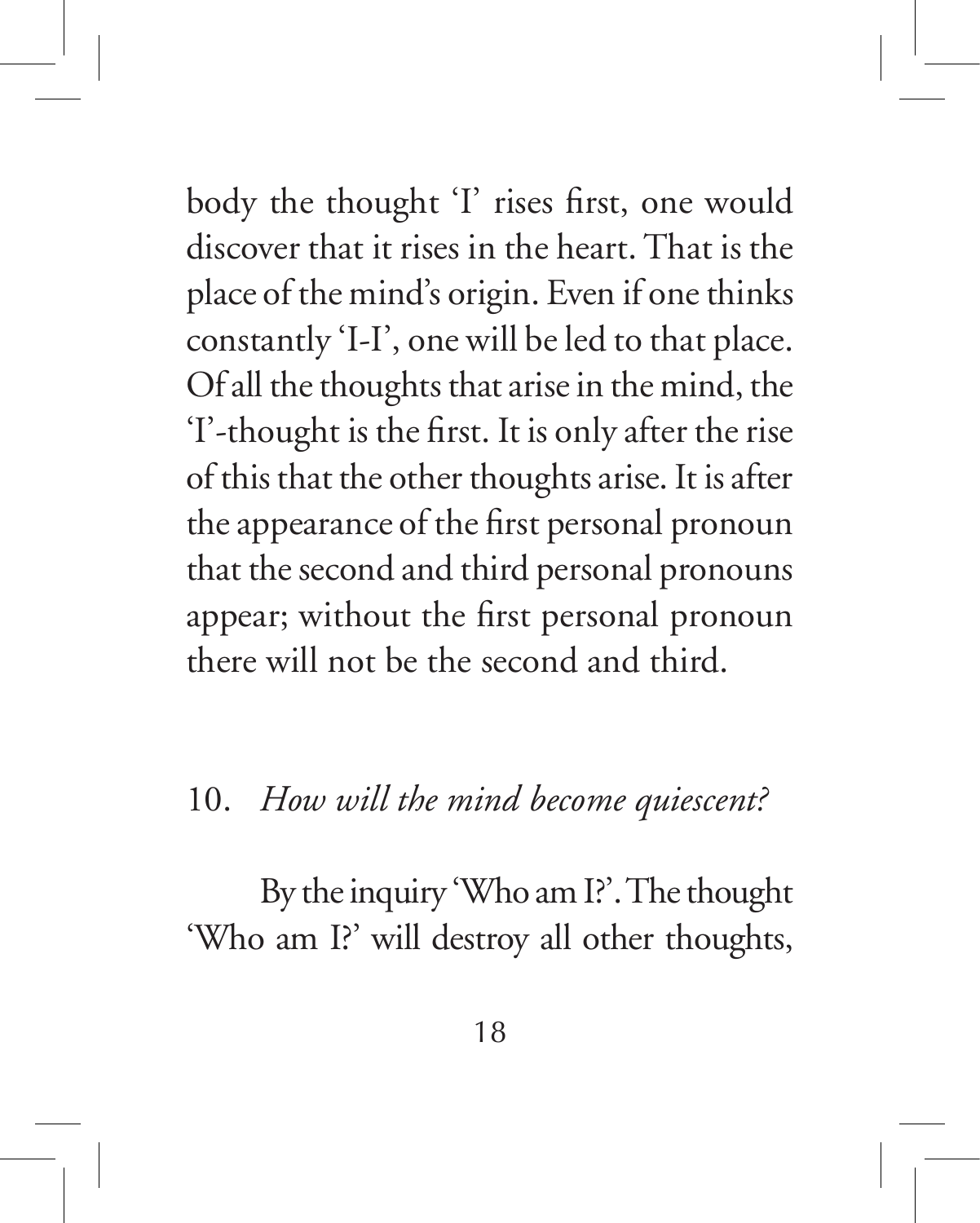body the thought 'I' rises first, one would discover that it rises in the heart. That is the place of the mind's origin. Even if one thinks constantly 'I-I', one will be led to that place. Of all the thoughts that arise in the mind, the 'I'-thought is the first. It is only after the rise of this that the other thoughts arise. It is after the appearance of the first personal pronoun that the second and third personal pronouns appear; without the first personal pronoun there will not be the second and third.

10. *How will the mind become quiescent?*

By the inquiry 'Who am I?'. The thought 'Who am I?' will destroy all other thoughts,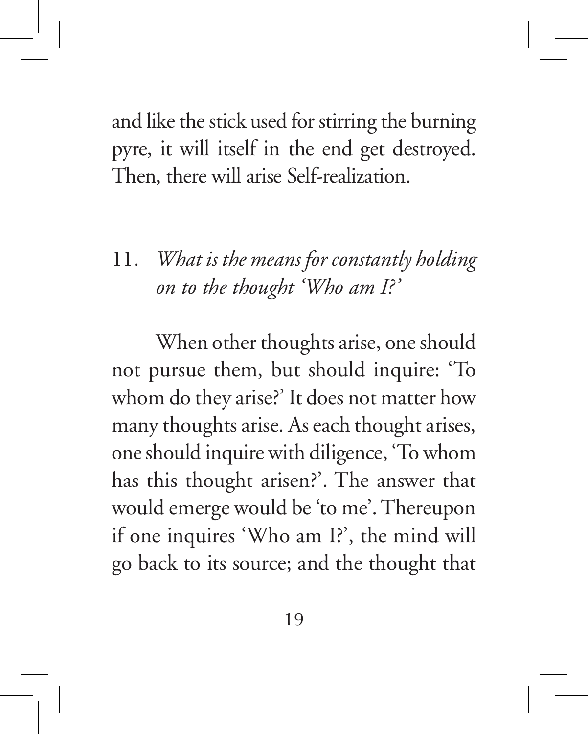and like the stick used for stirring the burning pyre, it will itself in the end get destroyed. Then, there will arise Self-realization.

11. *What is the means for constantly holding on to the thought 'Who am I?'*

When other thoughts arise, one should not pursue them, but should inquire: 'To whom do they arise?' It does not matter how many thoughts arise. As each thought arises, one should inquire with diligence, 'To whom has this thought arisen?'. The answer that would emerge would be 'to me'. Thereupon if one inquires 'Who am I?', the mind will go back to its source; and the thought that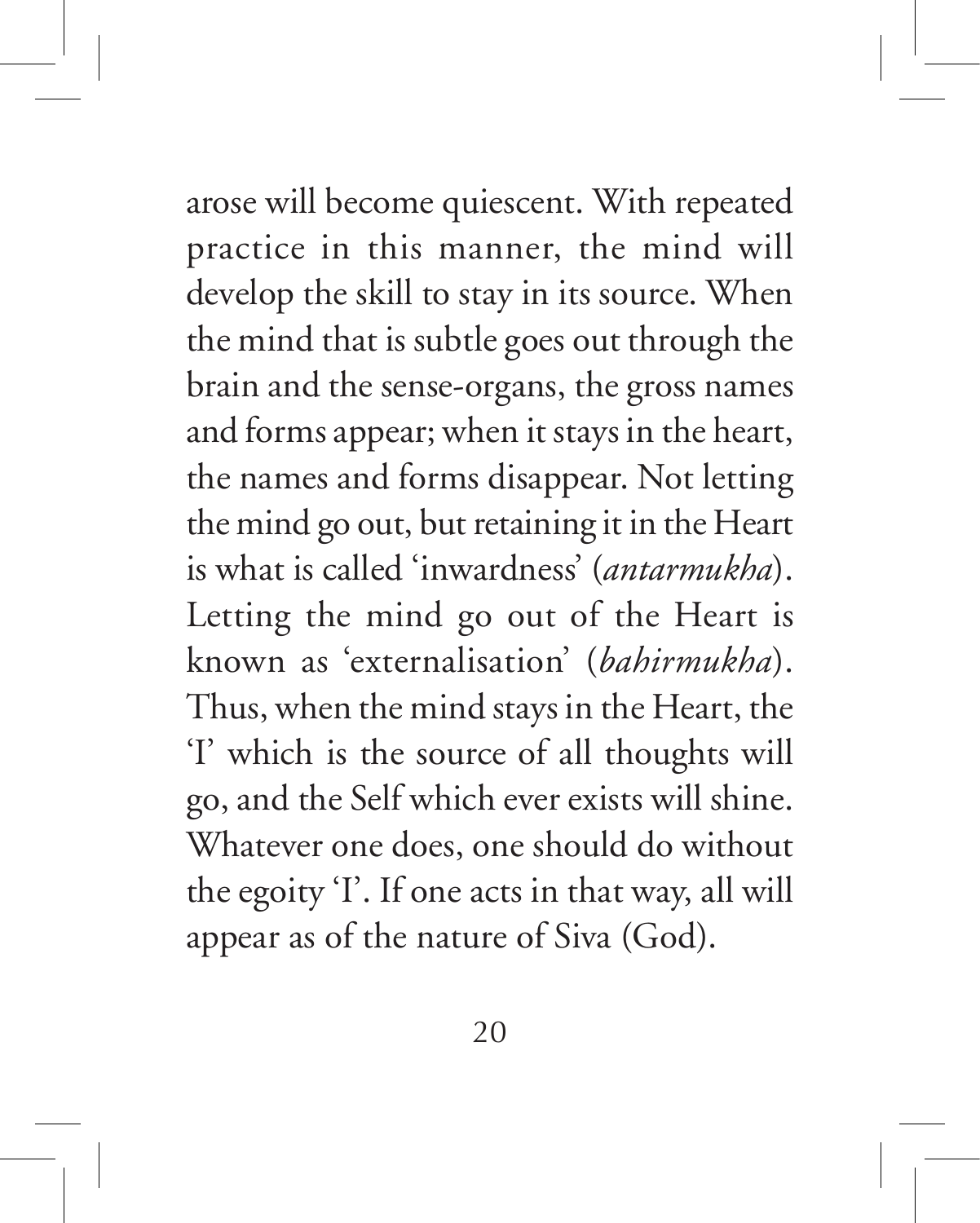arose will become quiescent. With repeated practice in this manner, the mind will develop the skill to stay in its source. When the mind that is subtle goes out through the brain and the sense-organs, the gross names and forms appear; when it stays in the heart, the names and forms disappear. Not letting the mind go out, but retaining it in the Heart is what is called 'inwardness' (*antarmukha*). Letting the mind go out of the Heart is known as 'externalisation' (*bahirmukha*). Thus, when the mind stays in the Heart, the 'I' which is the source of all thoughts will go, and the Self which ever exists will shine. Whatever one does, one should do without the egoity 'I'. If one acts in that way, all will appear as of the nature of Siva (God).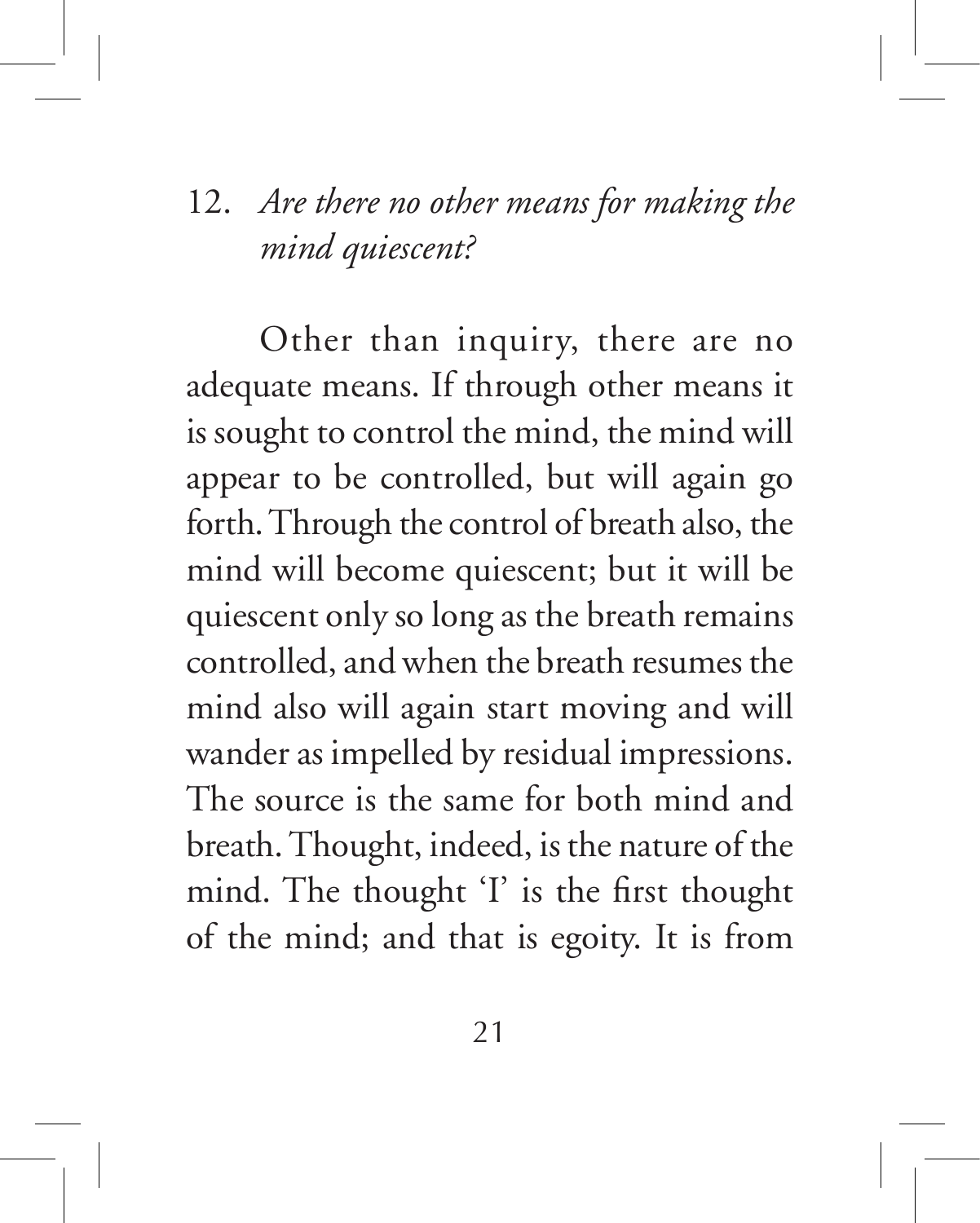12. *Are there no other means for making the mind quiescent?*

Other than inquiry, there are no adequate means. If through other means it is sought to control the mind, the mind will appear to be controlled, but will again go forth. Through the control of breath also, the mind will become quiescent; but it will be quiescent only so long as the breath remains controlled, and when the breath resumes the mind also will again start moving and will wander as impelled by residual impressions. The source is the same for both mind and breath. Thought, indeed, is the nature of the mind. The thought 'I' is the first thought of the mind; and that is egoity. It is from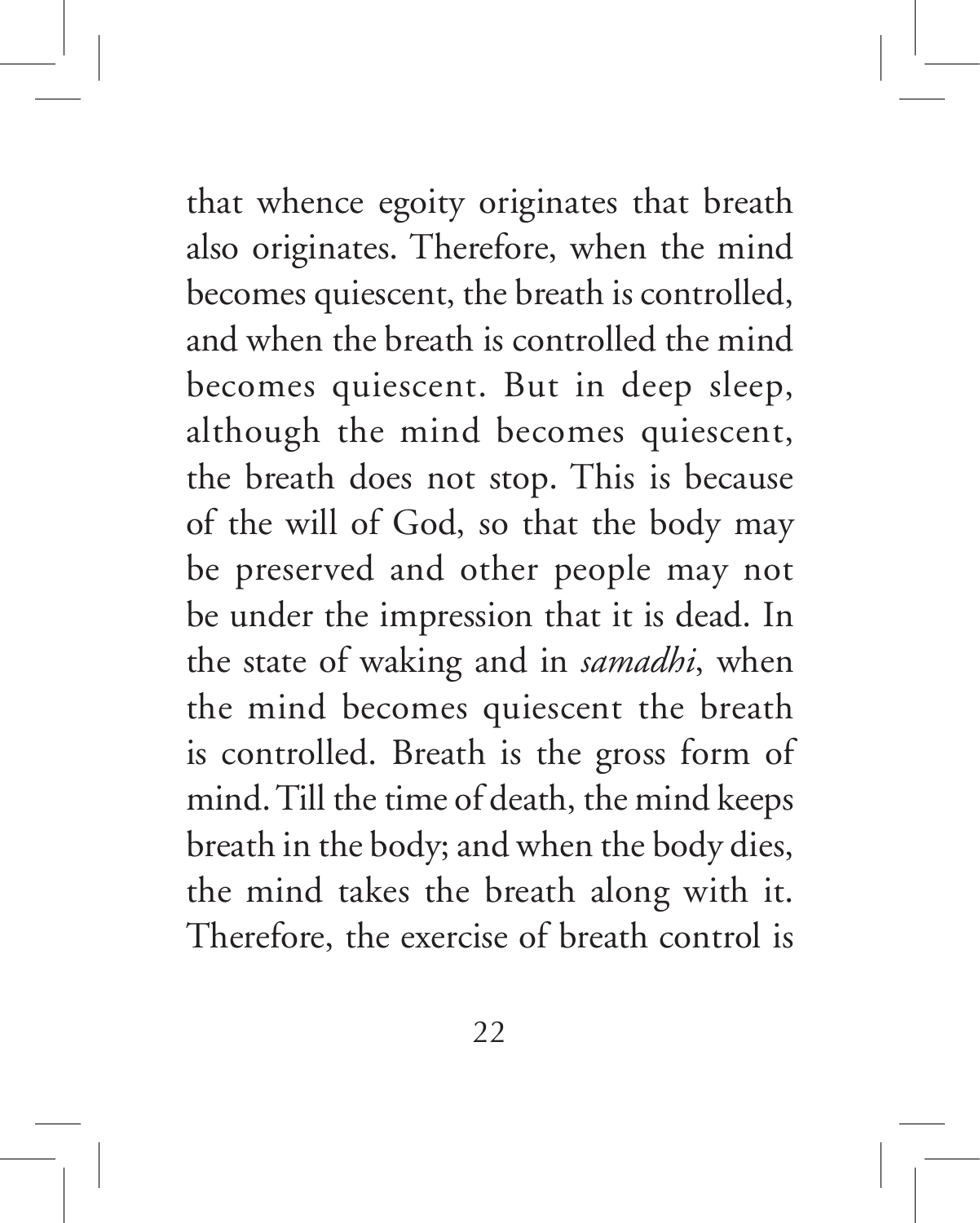that whence egoity originates that breath also originates. Therefore, when the mind becomes quiescent, the breath is controlled, and when the breath is controlled the mind becomes quiescent. But in deep sleep, although the mind becomes quiescent, the breath does not stop. This is because of the will of God, so that the body may be preserved and other people may not be under the impression that it is dead. In the state of waking and in *samadhi*, when the mind becomes quiescent the breath is controlled. Breath is the gross form of mind. Till the time of death, the mind keeps breath in the body; and when the body dies, the mind takes the breath along with it. Therefore, the exercise of breath control is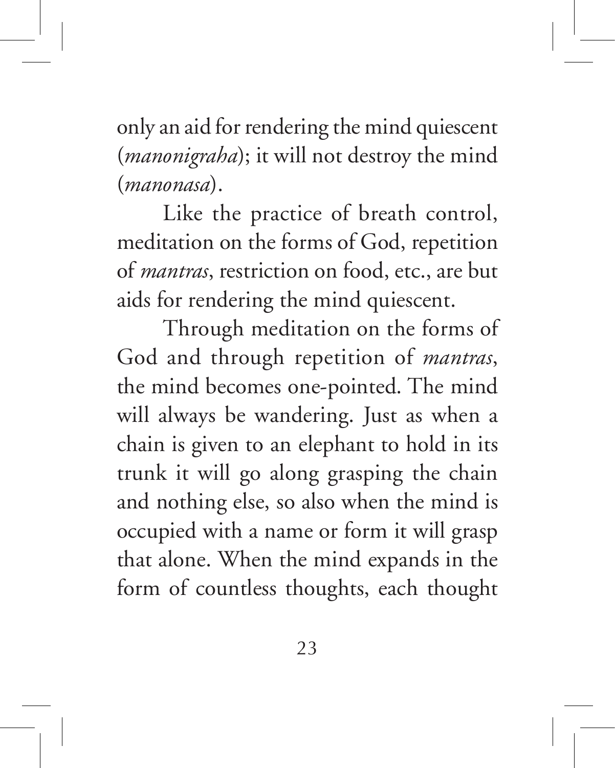only an aid for rendering the mind quiescent (*manonigraha*); it will not destroy the mind (*manonasa*).

Like the practice of breath control, meditation on the forms of God, repetition of *mantras*, restriction on food, etc., are but aids for rendering the mind quiescent.

Through meditation on the forms of God and through repetition of *mantras*, the mind becomes one-pointed. The mind will always be wandering. Just as when a chain is given to an elephant to hold in its trunk it will go along grasping the chain and nothing else, so also when the mind is occupied with a name or form it will grasp that alone. When the mind expands in the form of countless thoughts, each thought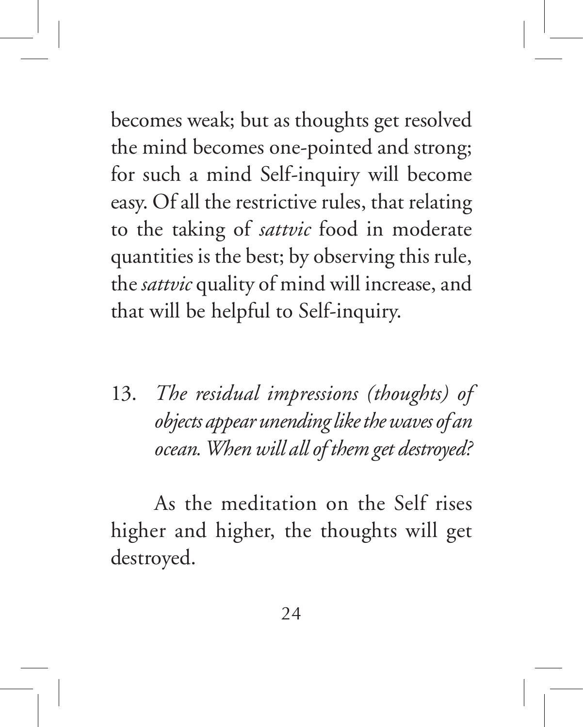becomes weak; but as thoughts get resolved the mind becomes one-pointed and strong; for such a mind Self-inquiry will become easy. Of all the restrictive rules, that relating to the taking of *sattvic* food in moderate quantities is the best; by observing this rule, the *sattvic* quality of mind will increase, and that will be helpful to Self-inquiry.

13. *The residual impressions (thoughts) of objects appear unending like the waves of an ocean. When will all of them get destroyed?*

As the meditation on the Self rises higher and higher, the thoughts will get destroyed.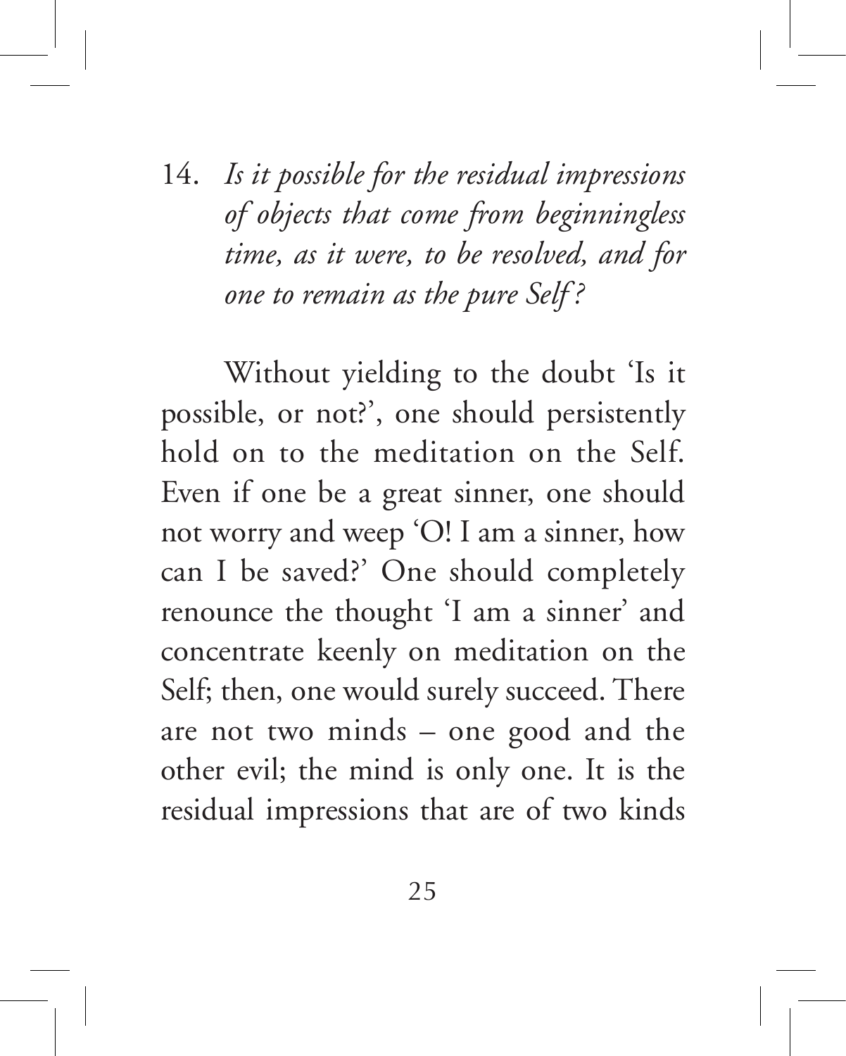14. *Is it possible for the residual impressions of objects that come from beginningless time, as it were, to be resolved, and for one to remain as the pure Self ?*

Without yielding to the doubt 'Is it possible, or not?', one should persistently hold on to the meditation on the Self. Even if one be a great sinner, one should not worry and weep 'O! I am a sinner, how can I be saved?' One should completely renounce the thought 'I am a sinner' and concentrate keenly on meditation on the Self; then, one would surely succeed. There are not two minds – one good and the other evil; the mind is only one. It is the residual impressions that are of two kinds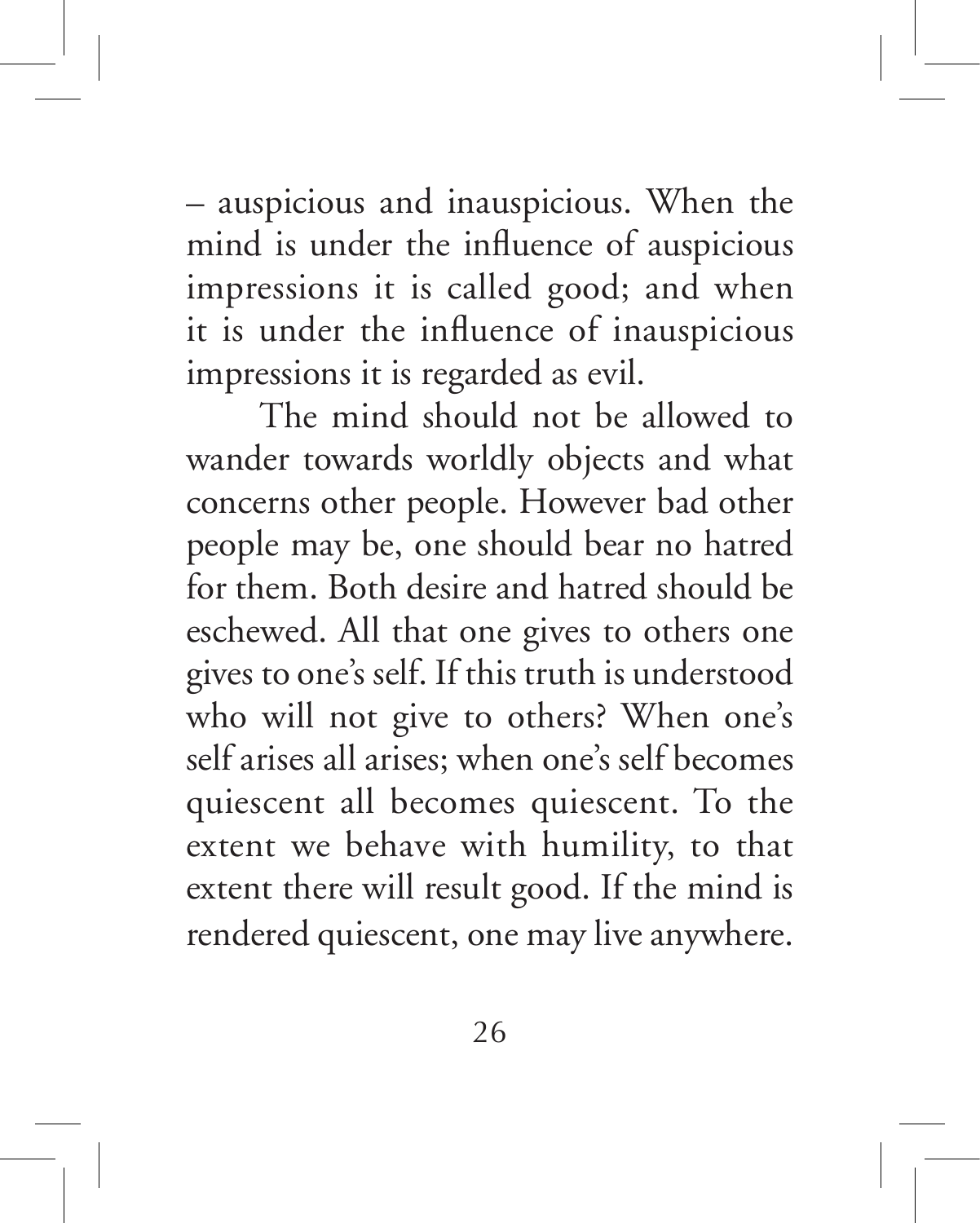– auspicious and inauspicious. When the mind is under the influence of auspicious impressions it is called good; and when it is under the influence of inauspicious impressions it is regarded as evil.

The mind should not be allowed to wander towards worldly objects and what concerns other people. However bad other people may be, one should bear no hatred for them. Both desire and hatred should be eschewed. All that one gives to others one gives to one's self. If this truth is understood who will not give to others? When one's self arises all arises; when one's self becomes quiescent all becomes quiescent. To the extent we behave with humility, to that extent there will result good. If the mind is rendered quiescent, one may live anywhere.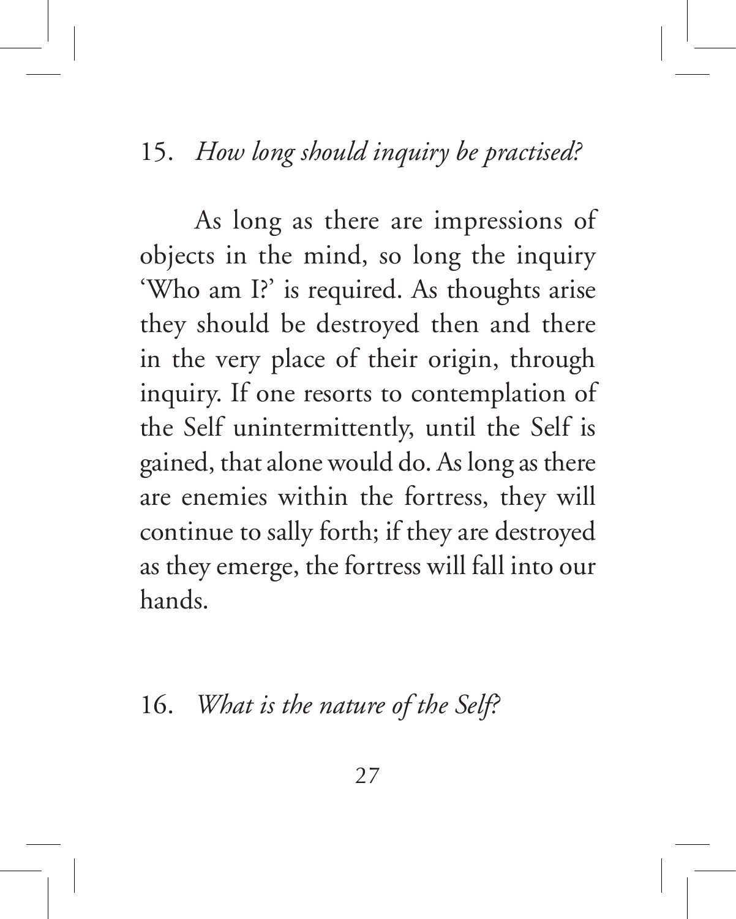15. *How long should inquiry be practised?*

As long as there are impressions of objects in the mind, so long the inquiry 'Who am I?' is required. As thoughts arise they should be destroyed then and there in the very place of their origin, through inquiry. If one resorts to contemplation of the Self unintermittently, until the Self is gained, that alone would do. As long as there are enemies within the fortress, they will continue to sally forth; if they are destroyed as they emerge, the fortress will fall into our hands.

16. *What is the nature of the Self?*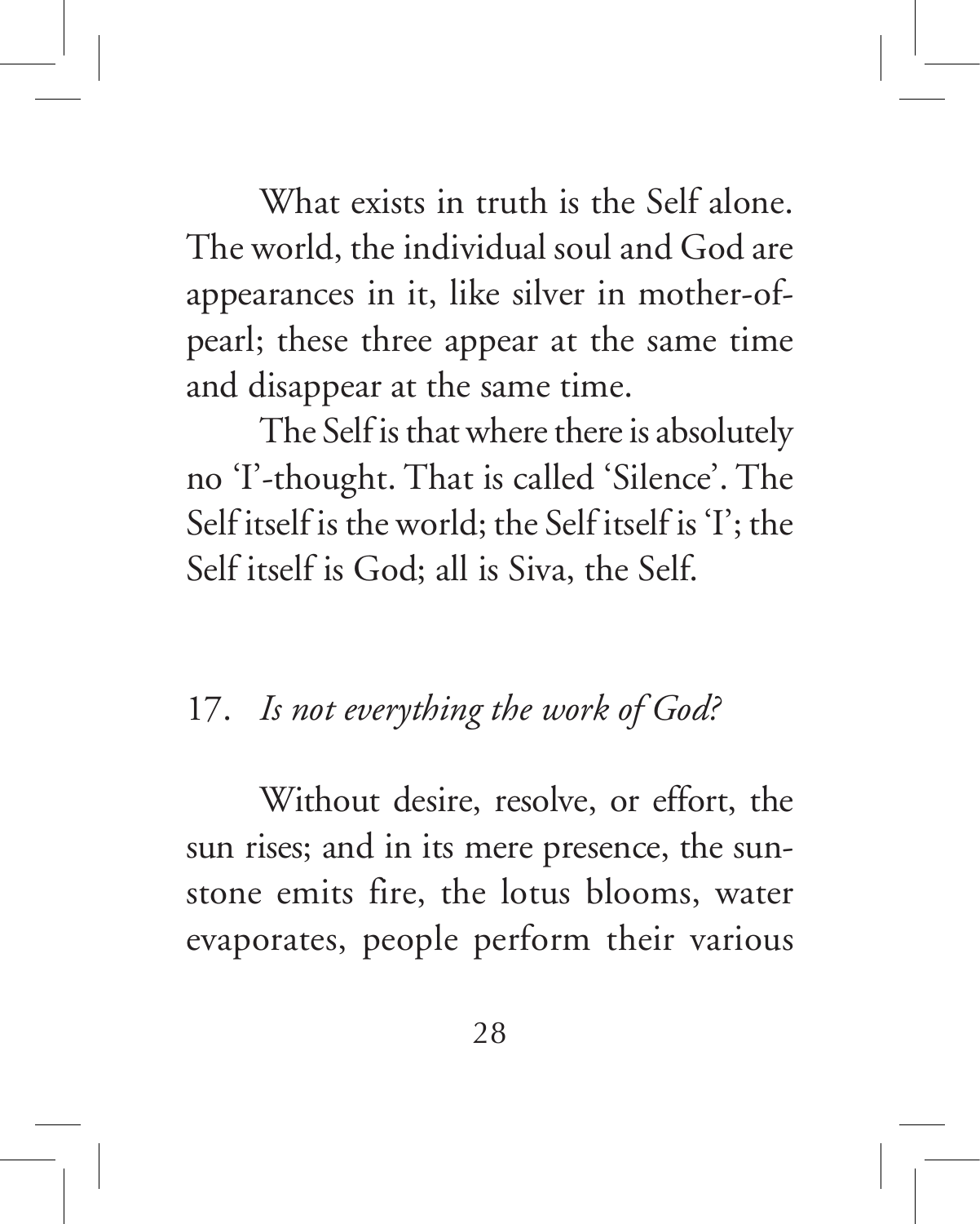What exists in truth is the Self alone. The world, the individual soul and God are appearances in it, like silver in mother-of-pearl; these three appear at the same time and disappear at the same time.

The Self is that where there is absolutely no 'I'-thought. That is called 'Silence'. The Self itself is the world; the Self itself is 'I'; the Self itself is God; all is Siva, the Self.

17. *Is not everything the work of God?*

Without desire, resolve, or effort, the sun rises; and in its mere presence, the sun-stone emits fire, the lotus blooms, water evaporates, people perform their various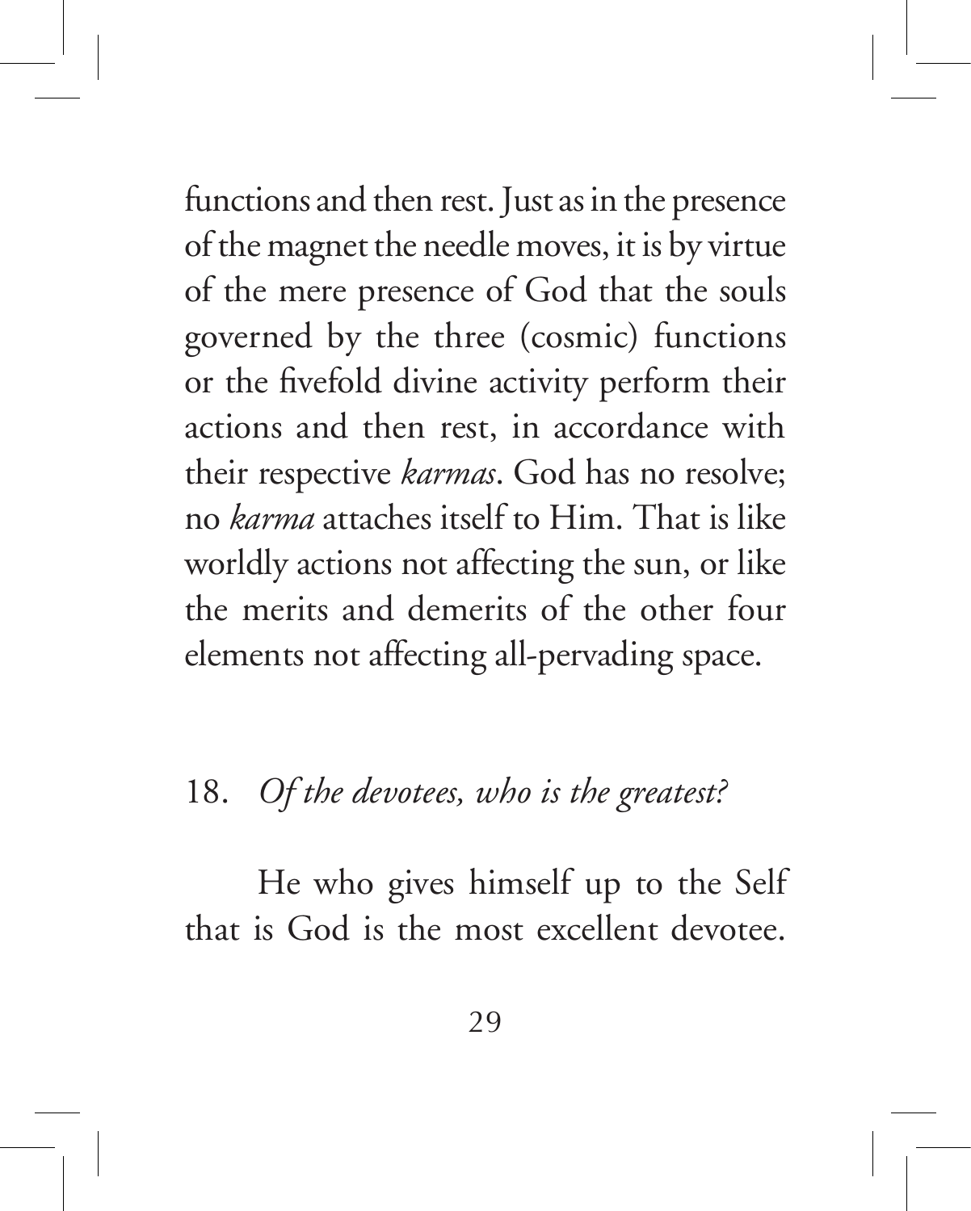functions and then rest. Just as in the presence of the magnet the needle moves, it is by virtue of the mere presence of God that the souls governed by the three (cosmic) functions or the fivefold divine activity perform their actions and then rest, in accordance with their respective *karmas*. God has no resolve; no *karma* attaches itself to Him. That is like worldly actions not affecting the sun, or like the merits and demerits of the other four elements not affecting all-pervading space.

18. *Of the devotees, who is the greatest?*

He who gives himself up to the Self that is God is the most excellent devotee.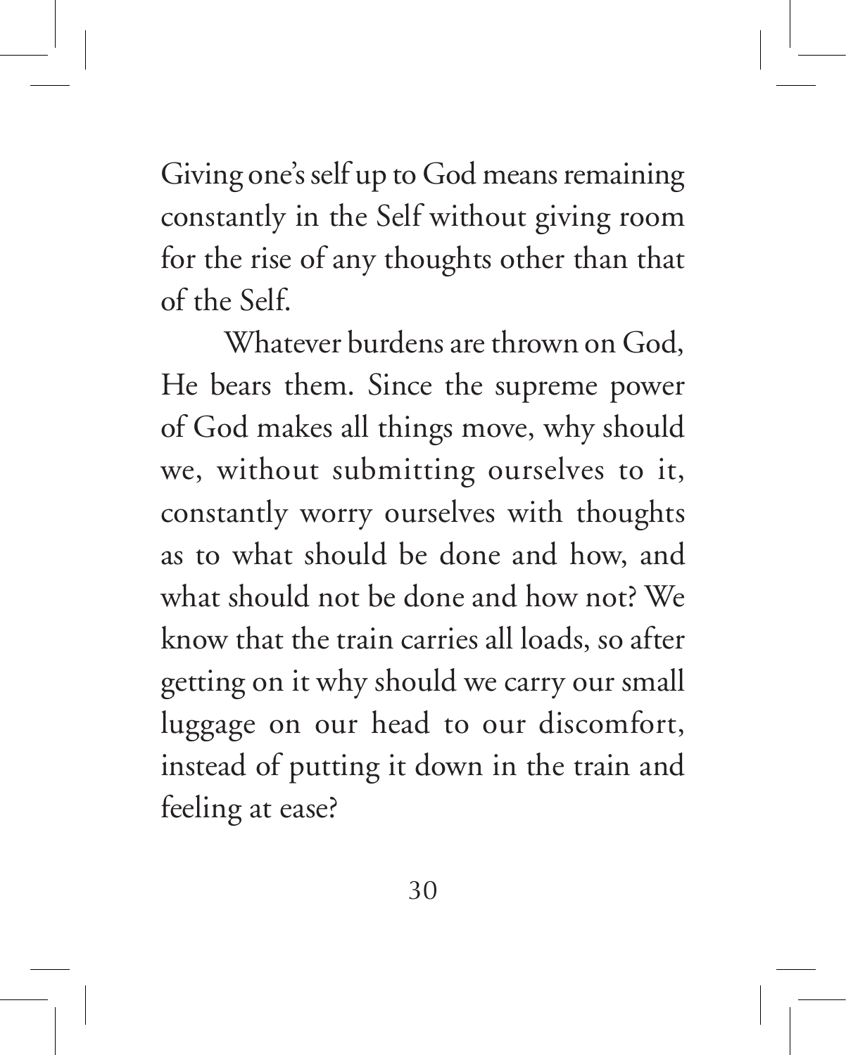Giving one's self up to God means remaining constantly in the Self without giving room for the rise of any thoughts other than that of the Self.

Whatever burdens are thrown on God, He bears them. Since the supreme power of God makes all things move, why should we, without submitting ourselves to it, constantly worry ourselves with thoughts as to what should be done and how, and what should not be done and how not? We know that the train carries all loads, so after getting on it why should we carry our small luggage on our head to our discomfort, instead of putting it down in the train and feeling at ease?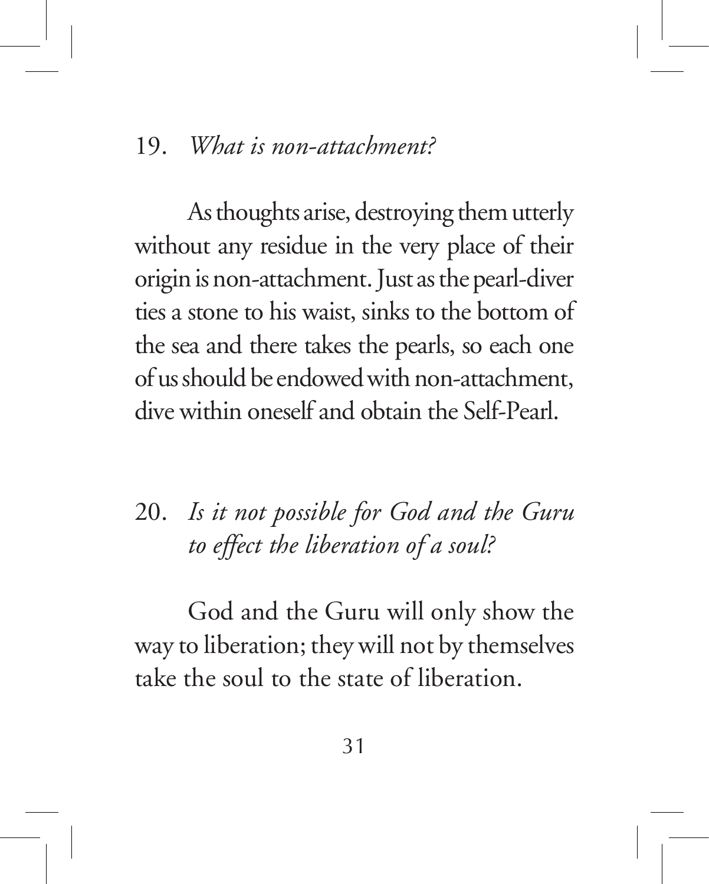19. *What is non-attachment?*

As thoughts arise, destroying them utterly without any residue in the very place of their origin is non-attachment. Just as the pearl-diver ties a stone to his waist, sinks to the bottom of the sea and there takes the pearls, so each one of us should be endowed with non-attachment, dive within oneself and obtain the Self-Pearl.

20. *Is it not possible for God and the Guru to effect the liberation of a soul?*

God and the Guru will only show the way to liberation; they will not by themselves take the soul to the state of liberation.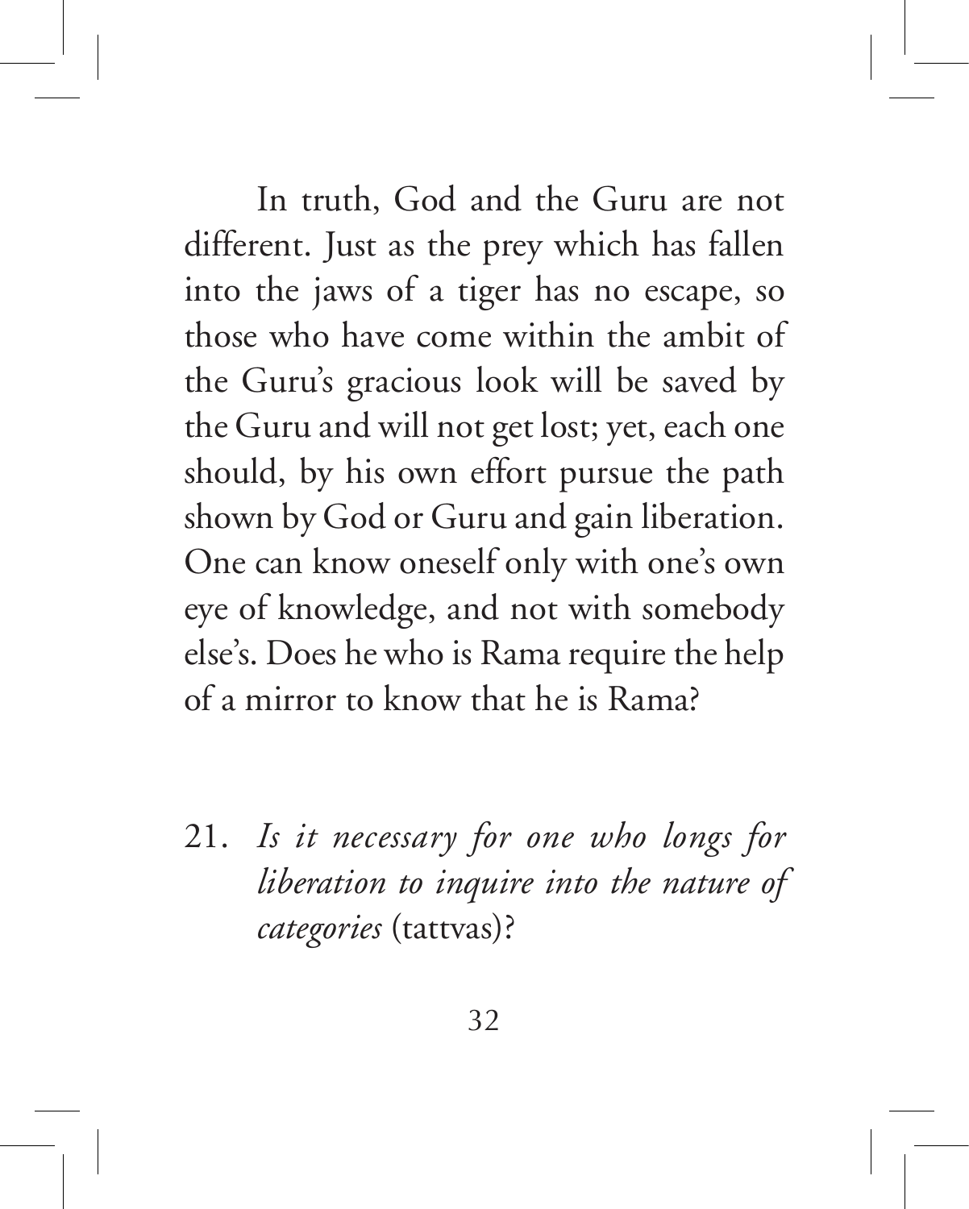In truth, God and the Guru are not different. Just as the prey which has fallen into the jaws of a tiger has no escape, so those who have come within the ambit of the Guru's gracious look will be saved by the Guru and will not get lost; yet, each one should, by his own effort pursue the path shown by God or Guru and gain liberation. One can know oneself only with one's own eye of knowledge, and not with somebody else's. Does he who is Rama require the help of a mirror to know that he is Rama?

21. *Is it necessary for one who longs for liberation to inquire into the nature of categories* (tattvas)?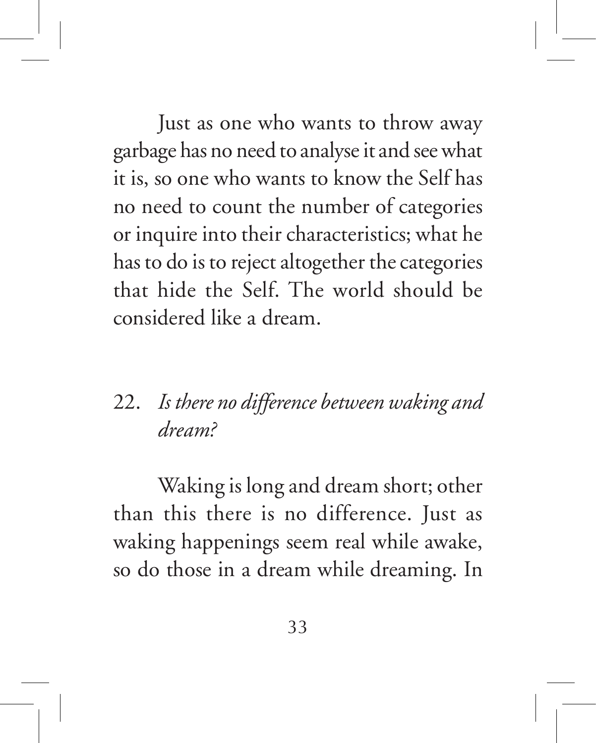Just as one who wants to throw away garbage has no need to analyse it and see what it is, so one who wants to know the Self has no need to count the number of categories or inquire into their characteristics; what he has to do is to reject altogether the categories that hide the Self. The world should be considered like a dream.

22. *Is there no difference between waking and dream?*

Waking is long and dream short; other than this there is no difference. Just as waking happenings seem real while awake, so do those in a dream while dreaming. In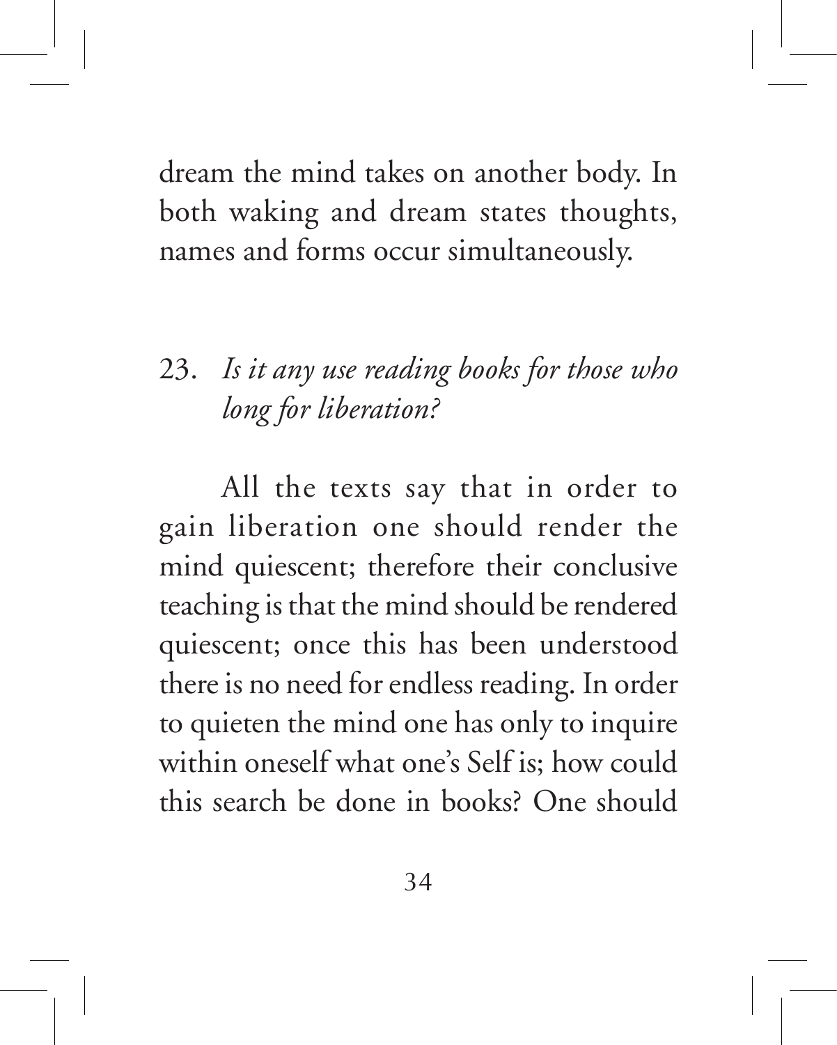dream the mind takes on another body. In both waking and dream states thoughts, names and forms occur simultaneously.

23. *Is it any use reading books for those who long for liberation?*

All the texts say that in order to gain liberation one should render the mind quiescent; therefore their conclusive teaching is that the mind should be rendered quiescent; once this has been understood there is no need for endless reading. In order to quieten the mind one has only to inquire within oneself what one's Self is; how could this search be done in books? One should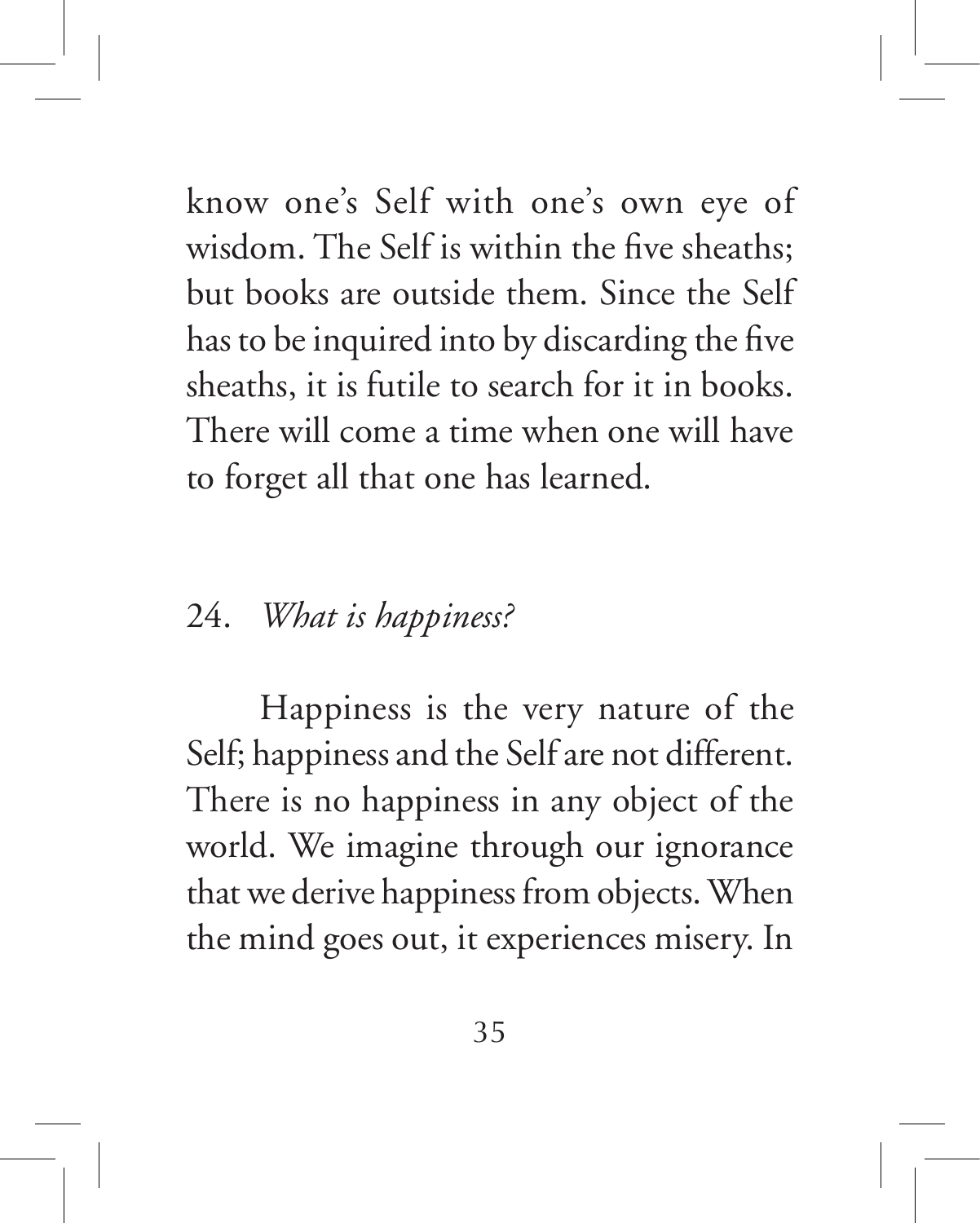know one's Self with one's own eye of wisdom. The Self is within the five sheaths; but books are outside them. Since the Self has to be inquired into by discarding the five sheaths, it is futile to search for it in books. There will come a time when one will have to forget all that one has learned.

24. *What is happiness?*

Happiness is the very nature of the Self; happiness and the Self are not different. There is no happiness in any object of the world. We imagine through our ignorance that we derive happiness from objects. When the mind goes out, it experiences misery. In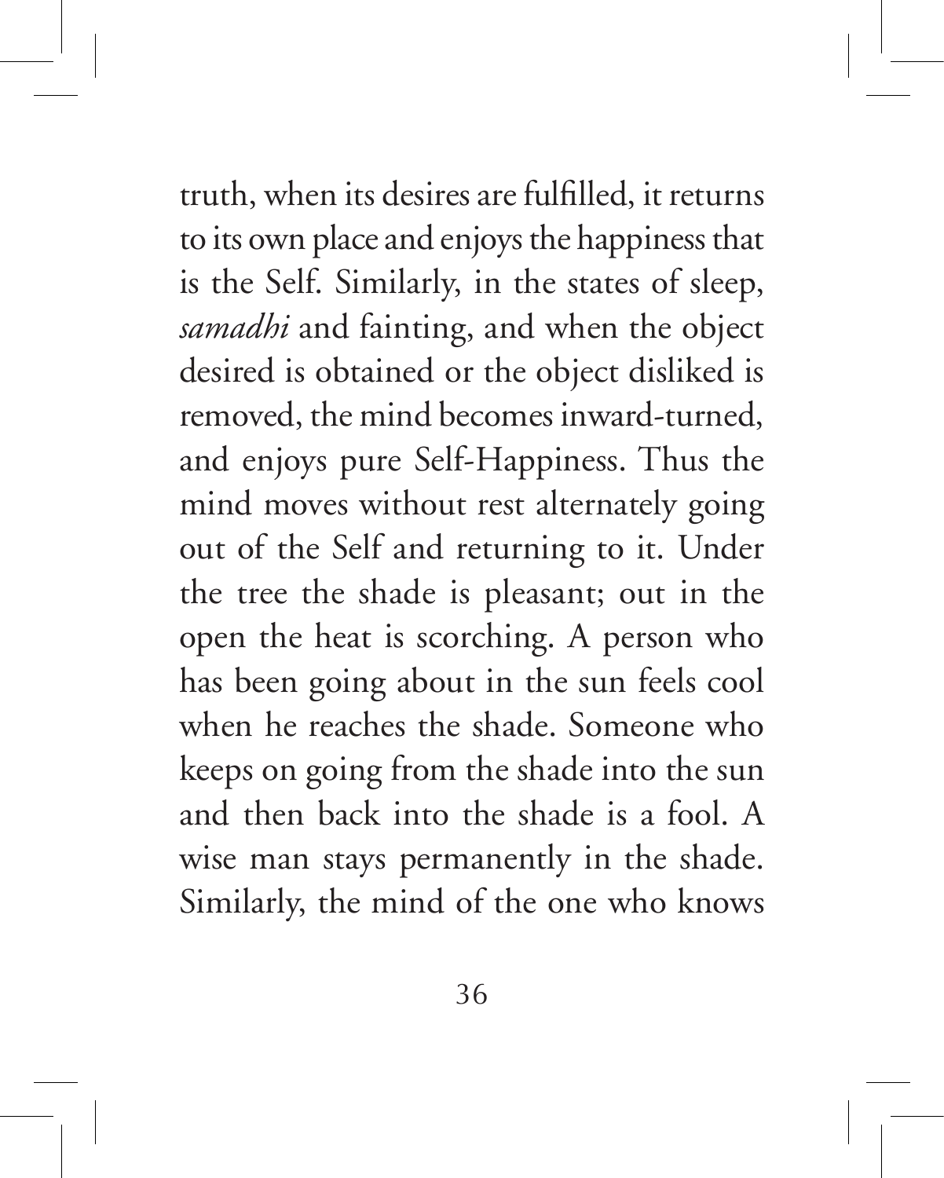truth, when its desires are fulfilled, it returns to its own place and enjoys the happiness that is the Self. Similarly, in the states of sleep, *samadhi* and fainting, and when the object desired is obtained or the object disliked is removed, the mind becomes inward-turned, and enjoys pure Self-Happiness. Thus the mind moves without rest alternately going out of the Self and returning to it. Under the tree the shade is pleasant; out in the open the heat is scorching. A person who has been going about in the sun feels cool when he reaches the shade. Someone who keeps on going from the shade into the sun and then back into the shade is a fool. A wise man stays permanently in the shade. Similarly, the mind of the one who knows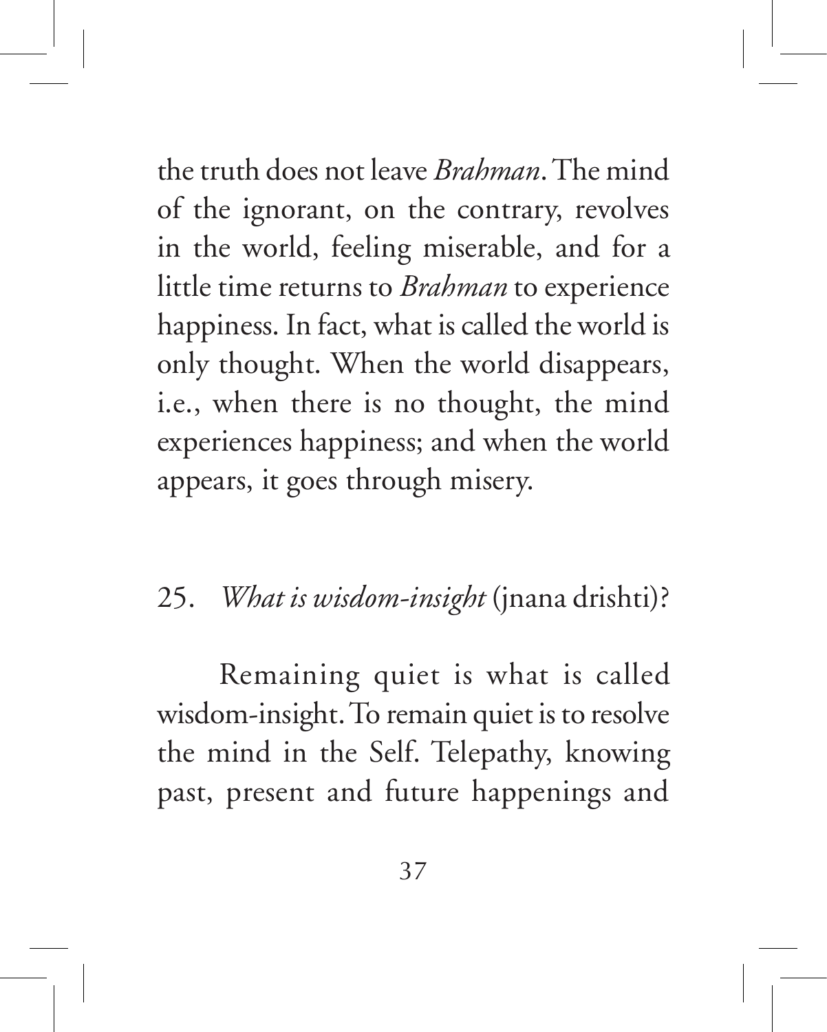the truth does not leave *Brahman*. The mind of the ignorant, on the contrary, revolves in the world, feeling miserable, and for a little time returns to *Brahman* to experience happiness. In fact, what is called the world is only thought. When the world disappears, i.e., when there is no thought, the mind experiences happiness; and when the world appears, it goes through misery.

25. *What is wisdom-insight* (jnana drishti)?

Remaining quiet is what is called wisdom-insight. To remain quiet is to resolve the mind in the Self. Telepathy, knowing past, present and future happenings and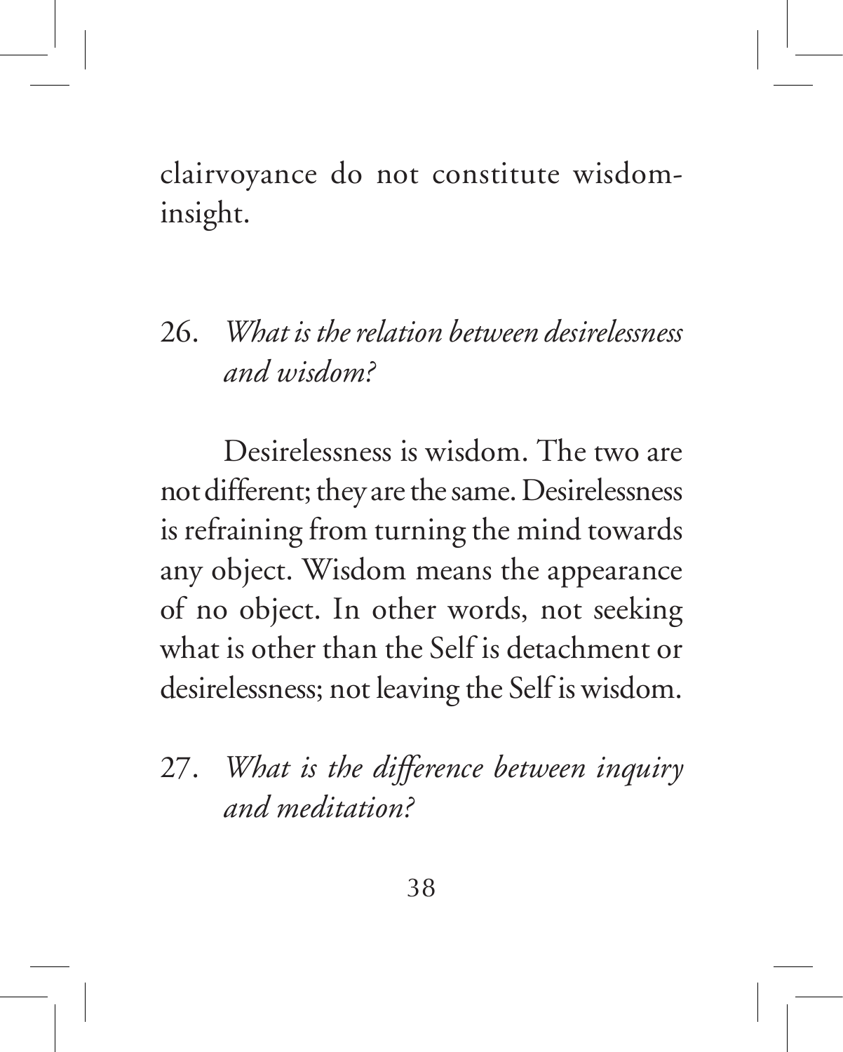clairvoyance do not constitute wisdom-insight.

26. *What is the relation between desirelessness and wisdom?*

Desirelessness is wisdom. The two are not different; they are the same. Desirelessness is refraining from turning the mind towards any object. Wisdom means the appearance of no object. In other words, not seeking what is other than the Self is detachment or desirelessness; not leaving the Self is wisdom.

27. *What is the difference between inquiry and meditation?*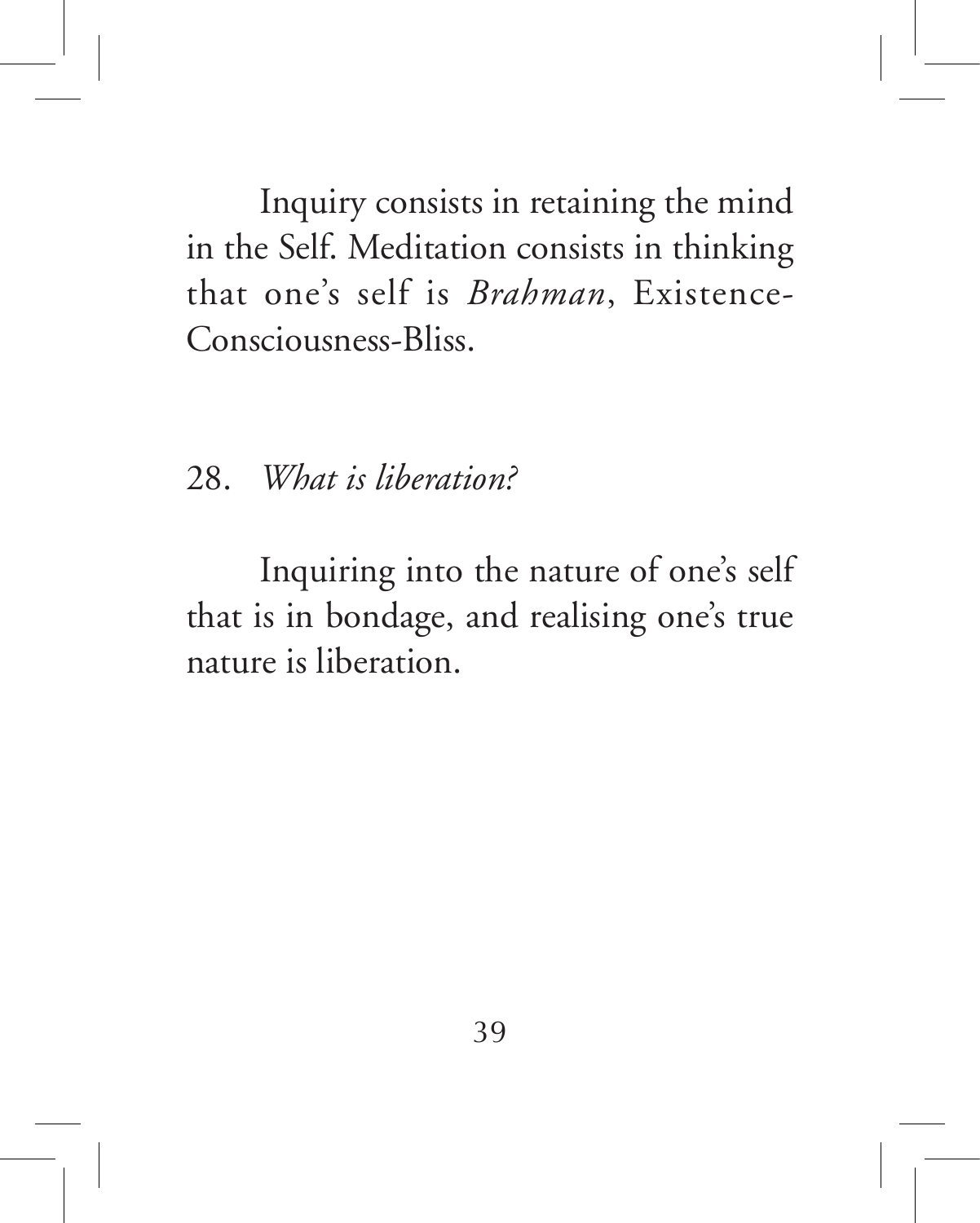Inquiry consists in retaining the mind in the Self. Meditation consists in thinking that one's self is *Brahman*, Existence-Consciousness-Bliss.

28. *What is liberation?*

Inquiring into the nature of one's self that is in bondage, and realising one's true nature is liberation.